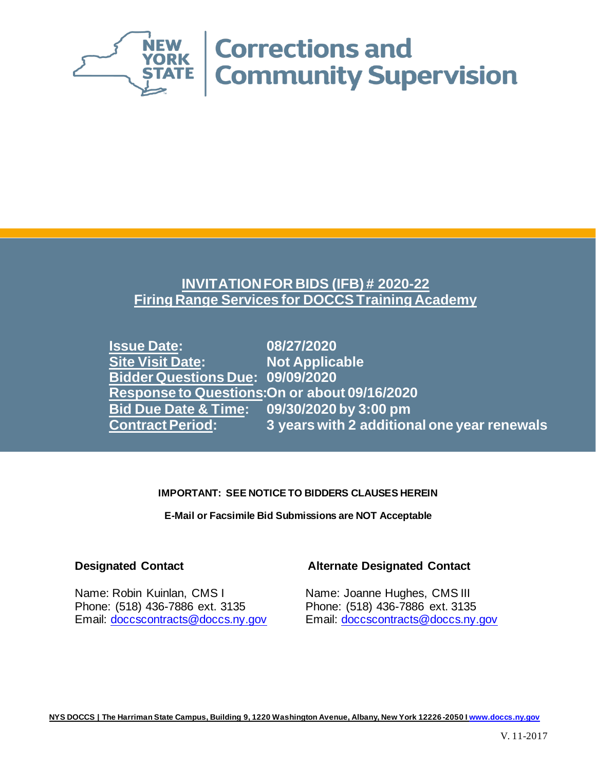NEW YORK STATE | Corrections and Community Supervision

# INVITATION FOR BIDS (IFB) # 2020-22
## Firing Range Services for DOCCS Training Academy

| | |
|---|---|
| **Issue Date:** | **08/27/2020** |
| **Site Visit Date:** | **Not Applicable** |
| **Bidder Questions Due:** | **09/09/2020** |
| **Response to Questions:** | **On or about 09/16/2020** |
| **Bid Due Date & Time:** | **09/30/2020 by 3:00 pm** |
| **Contract Period:** | **3 years with 2 additional one year renewals** |

**IMPORTANT: SEE NOTICE TO BIDDERS CLAUSES HEREIN**

**E-Mail or Facsimile Bid Submissions are NOT Acceptable**

**Designated Contact**

Name: Robin Kuinlan, CMS I
Phone: (518) 436-7886 ext. 3135
Email: doccscontracts@doccs.ny.gov

**Alternate Designated Contact**

Name: Joanne Hughes, CMS III
Phone: (518) 436-7886 ext. 3135
Email: doccscontracts@doccs.ny.gov

**NYS DOCCS | The Harriman State Campus, Building 9, 1220 Washington Avenue, Albany, New York 12226-2050 I www.doccs.ny.gov**

V. 11-2017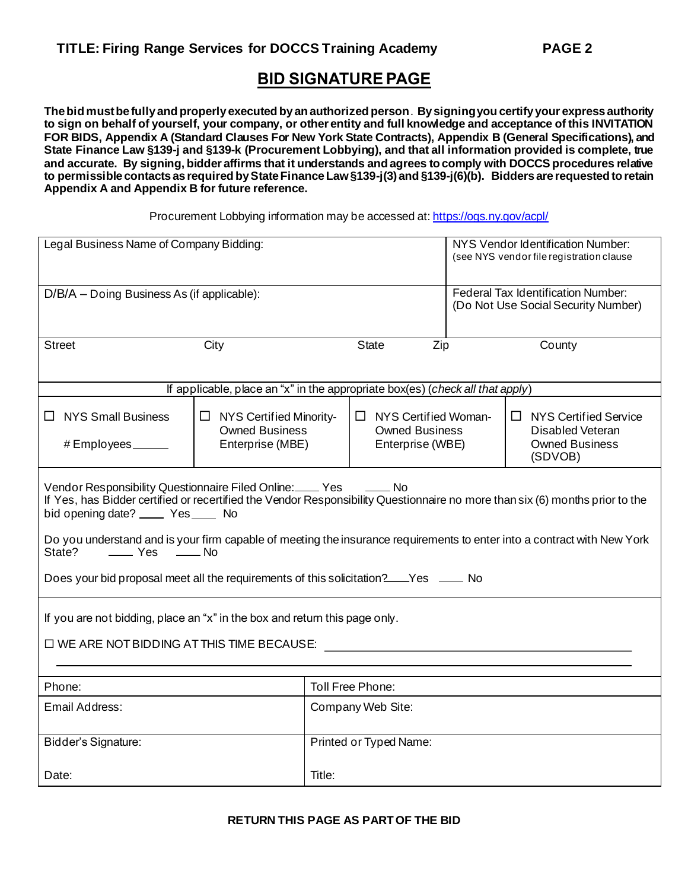## BID SIGNATURE PAGE

**The bid must be fully and properly executed by an authorized person. By signing you certify your express authority to sign on behalf of yourself, your company, or other entity and full knowledge and acceptance of this INVITATION FOR BIDS, Appendix A (Standard Clauses For New York State Contracts), Appendix B (General Specifications), and State Finance Law §139-j and §139-k (Procurement Lobbying), and that all information provided is complete, true and accurate. By signing, bidder affirms that it understands and agrees to comply with DOCCS procedures relative to permissible contacts as required by State Finance Law §139-j(3) and §139-j(6)(b). Bidders are requested to retain Appendix A and Appendix B for future reference.**

Procurement Lobbying information may be accessed at: https://ogs.ny.gov/acpl/

| Legal Business Name of Company Bidding: | | | NYS Vendor Identification Number: (see NYS vendor file registration clause |
|---|---|---|---|
| D/B/A – Doing Business As (if applicable): | | | Federal Tax Identification Number: (Do Not Use Social Security Number) |
| Street &nbsp;&nbsp;&nbsp; City | State &nbsp;&nbsp;&nbsp; Zip | | County |
| If applicable, place an "x" in the appropriate box(es) (*check all that apply*) | | | |
| ☐ NYS Small Business # Employees\_\_\_\_\_\_ | ☐ NYS Certified Minority-Owned Business Enterprise (MBE) | ☐ NYS Certified Woman-Owned Business Enterprise (WBE) | ☐ NYS Certified Service Disabled Veteran Owned Business (SDVOB) |

Vendor Responsibility Questionnaire Filed Online: \_\_\_\_ Yes \_\_\_\_ No
If Yes, has Bidder certified or recertified the Vendor Responsibility Questionnaire no more than six (6) months prior to the bid opening date? \_\_\_\_ Yes \_\_\_\_ No

Do you understand and is your firm capable of meeting the insurance requirements to enter into a contract with New York State? \_\_\_\_ Yes \_\_\_\_ No

Does your bid proposal meet all the requirements of this solicitation? \_\_\_\_ Yes \_\_\_\_ No

If you are not bidding, place an "x" in the box and return this page only.

☐ WE ARE NOT BIDDING AT THIS TIME BECAUSE: \_\_\_\_\_\_\_\_\_\_\_\_\_\_\_\_\_\_\_\_\_\_\_\_\_\_\_\_\_\_\_\_\_\_\_\_\_\_\_\_

\_\_\_\_\_\_\_\_\_\_\_\_\_\_\_\_\_\_\_\_\_\_\_\_\_\_\_\_\_\_\_\_\_\_\_\_\_\_\_\_\_\_\_\_\_\_\_\_\_\_\_\_\_\_\_\_\_\_\_\_\_\_\_\_\_\_\_\_\_\_\_\_\_\_\_\_\_\_

| Phone: | Toll Free Phone: |
|---|---|
| Email Address: | Company Web Site: |
| Bidder's Signature: | Printed or Typed Name: |
| Date: | Title: |

**RETURN THIS PAGE AS PART OF THE BID**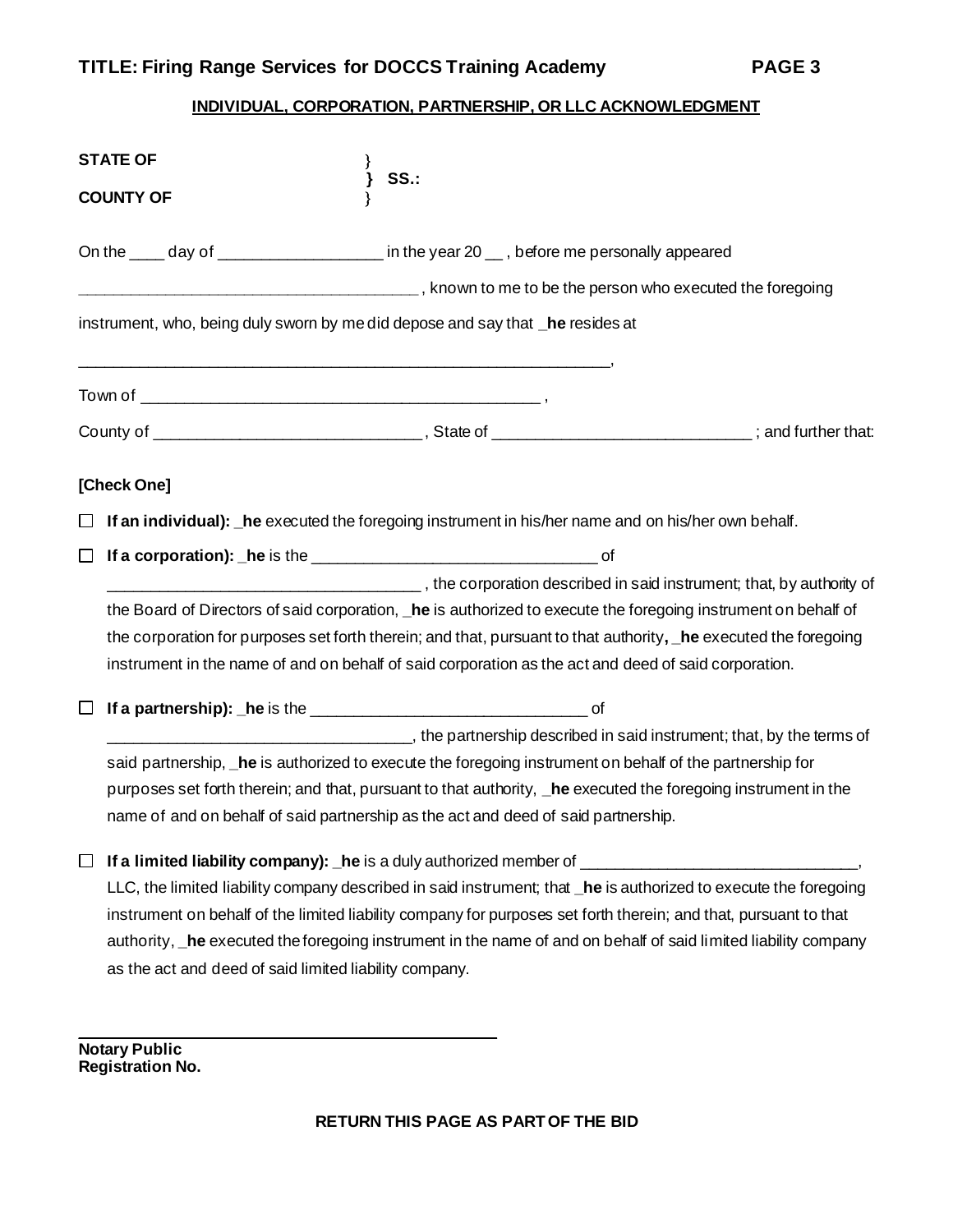## INDIVIDUAL, CORPORATION, PARTNERSHIP, OR LLC ACKNOWLEDGMENT

**STATE OF** } **SS.:**

**COUNTY OF** }

On the ____ day of __________________ in the year 20 __ , before me personally appeared

______________________________________ , known to me to be the person who executed the foregoing instrument, who, being duly sworn by me did depose and say that **_he** resides at

_______________________________________________________________,

Town of ______________________________________________ ,

County of ______________________________ , State of _____________________________ ; and further that:

**[Check One]**

☐ **If an individual): _he** executed the foregoing instrument in his/her name and on his/her own behalf.

☐ **If a corporation): _he** is the ________________________________ of ___________________________________ , the corporation described in said instrument; that, by authority of the Board of Directors of said corporation, **_he** is authorized to execute the foregoing instrument on behalf of the corporation for purposes set forth therein; and that, pursuant to that authority**, _he** executed the foregoing instrument in the name of and on behalf of said corporation as the act and deed of said corporation.

☐ **If a partnership): _he** is the _______________________________ of __________________________________, the partnership described in said instrument; that, by the terms of said partnership, **_he** is authorized to execute the foregoing instrument on behalf of the partnership for purposes set forth therein; and that, pursuant to that authority, **_he** executed the foregoing instrument in the name of and on behalf of said partnership as the act and deed of said partnership.

☐ **If a limited liability company): _he** is a duly authorized member of _______________________________, LLC, the limited liability company described in said instrument; that **_he** is authorized to execute the foregoing instrument on behalf of the limited liability company for purposes set forth therein; and that, pursuant to that authority, **_he** executed the foregoing instrument in the name of and on behalf of said limited liability company as the act and deed of said limited liability company.

_______________________________________________

**Notary Public**
**Registration No.**

**RETURN THIS PAGE AS PART OF THE BID**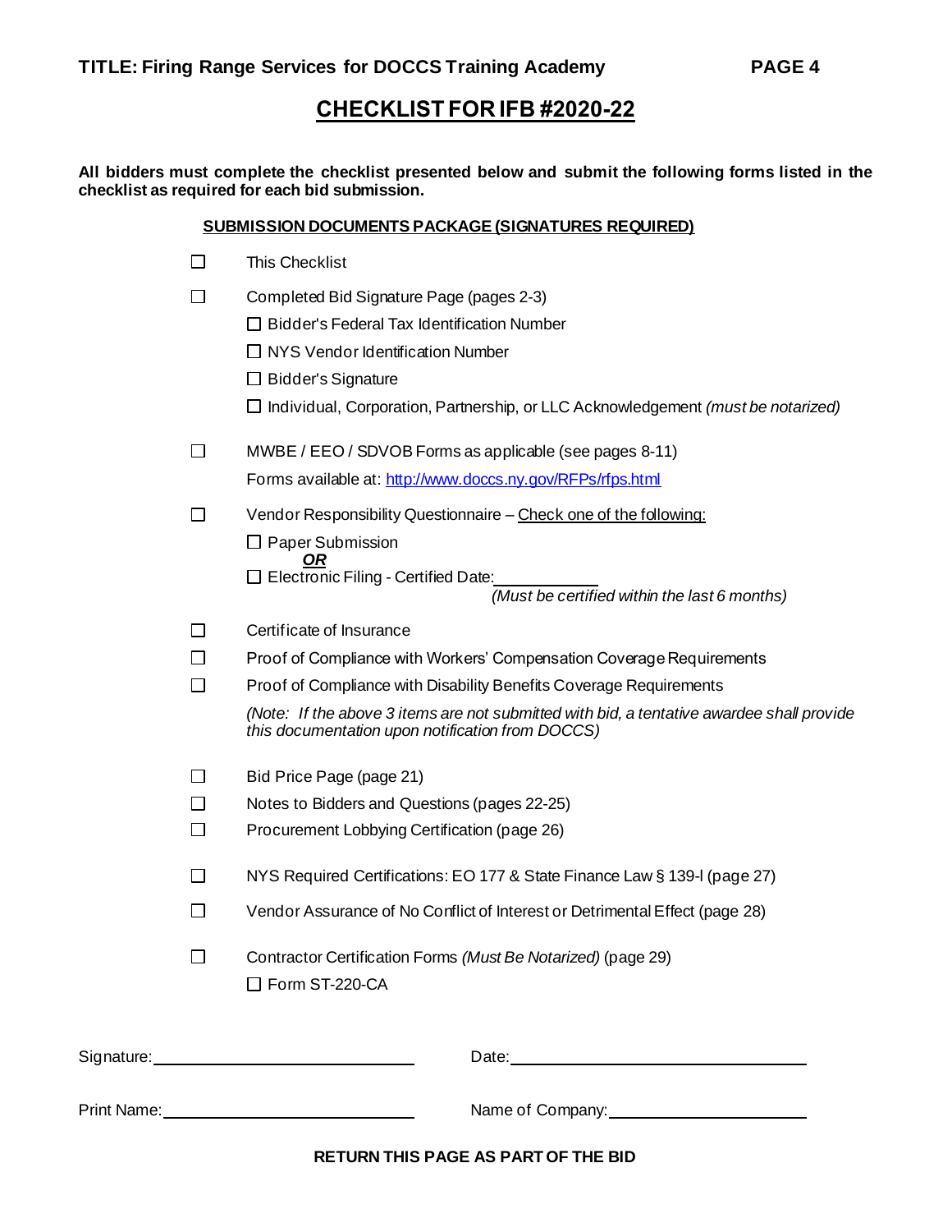# CHECKLIST FOR IFB #2020-22

**All bidders must complete the checklist presented below and submit the following forms listed in the checklist as required for each bid submission.**

## SUBMISSION DOCUMENTS PACKAGE (SIGNATURES REQUIRED)

- ☐ This Checklist
- ☐ Completed Bid Signature Page (pages 2-3)
  - ☐ Bidder's Federal Tax Identification Number
  - ☐ NYS Vendor Identification Number
  - ☐ Bidder's Signature
  - ☐ Individual, Corporation, Partnership, or LLC Acknowledgement *(must be notarized)*
- ☐ MWBE / EEO / SDVOB Forms as applicable (see pages 8-11)
  Forms available at: [http://www.doccs.ny.gov/RFPs/rfps.html](http://www.doccs.ny.gov/RFPs/rfps.html)
- ☐ Vendor Responsibility Questionnaire – Check one of the following:
  - ☐ Paper Submission
    ***OR***
  - ☐ Electronic Filing - Certified Date:\_\_\_\_\_\_\_\_\_\_
    *(Must be certified within the last 6 months)*
- ☐ Certificate of Insurance
- ☐ Proof of Compliance with Workers' Compensation Coverage Requirements
- ☐ Proof of Compliance with Disability Benefits Coverage Requirements
  *(Note: If the above 3 items are not submitted with bid, a tentative awardee shall provide this documentation upon notification from DOCCS)*
- ☐ Bid Price Page (page 21)
- ☐ Notes to Bidders and Questions (pages 22-25)
- ☐ Procurement Lobbying Certification (page 26)
- ☐ NYS Required Certifications: EO 177 & State Finance Law § 139-l (page 27)
- ☐ Vendor Assurance of No Conflict of Interest or Detrimental Effect (page 28)
- ☐ Contractor Certification Forms *(Must Be Notarized)* (page 29)
  - ☐ Form ST-220-CA

Signature:\_\_\_\_\_\_\_\_\_\_\_\_\_\_\_\_\_\_\_\_ Date:\_\_\_\_\_\_\_\_\_\_\_\_\_\_\_\_\_\_\_\_

Print Name:\_\_\_\_\_\_\_\_\_\_\_\_\_\_\_\_\_\_\_\_ Name of Company:\_\_\_\_\_\_\_\_\_\_\_\_\_\_\_\_\_\_\_\_

**RETURN THIS PAGE AS PART OF THE BID**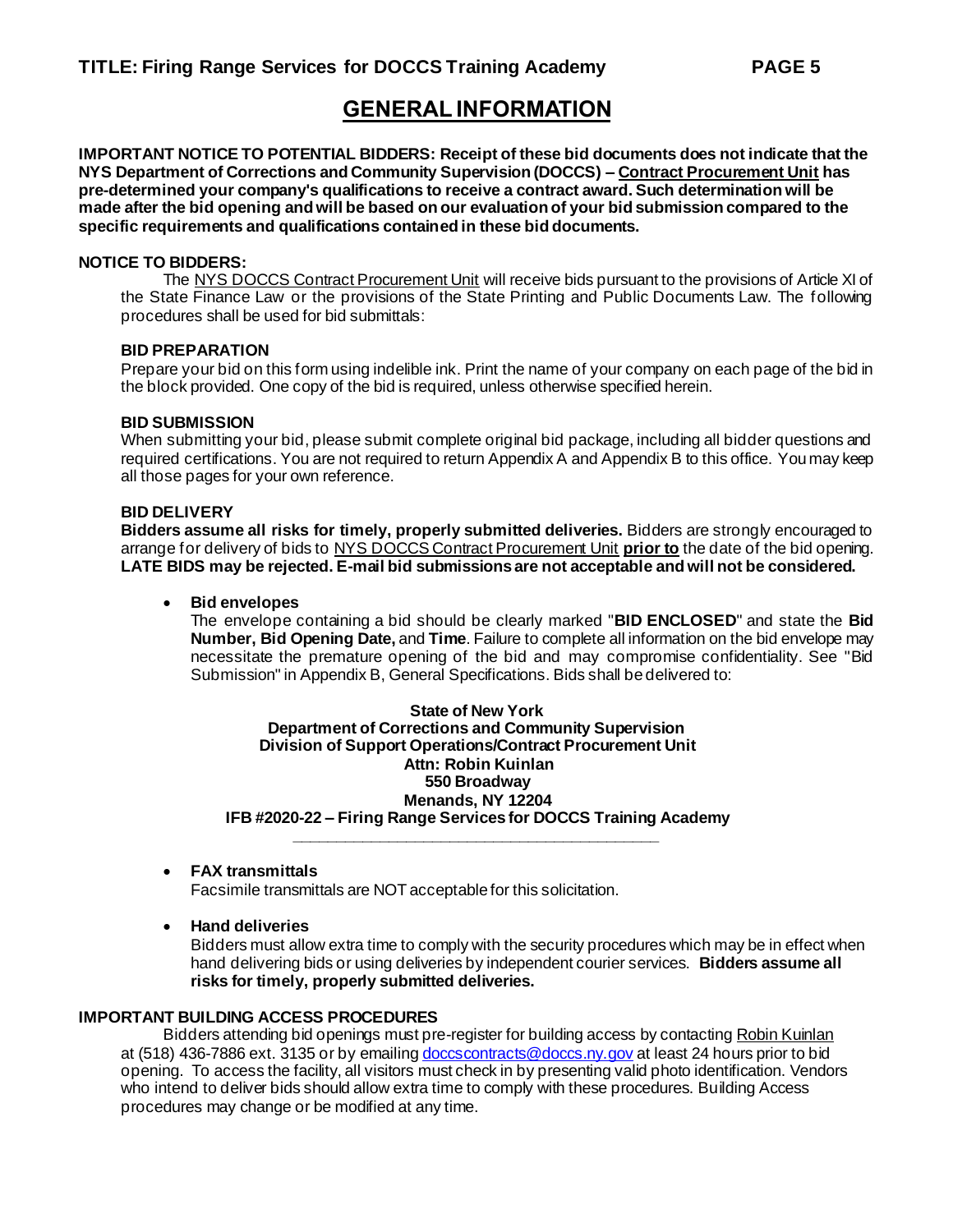# GENERAL INFORMATION

**IMPORTANT NOTICE TO POTENTIAL BIDDERS: Receipt of these bid documents does not indicate that the NYS Department of Corrections and Community Supervision (DOCCS) – Contract Procurement Unit has pre-determined your company's qualifications to receive a contract award. Such determination will be made after the bid opening and will be based on our evaluation of your bid submission compared to the specific requirements and qualifications contained in these bid documents.**

**NOTICE TO BIDDERS:**

The NYS DOCCS Contract Procurement Unit will receive bids pursuant to the provisions of Article XI of the State Finance Law or the provisions of the State Printing and Public Documents Law. The following procedures shall be used for bid submittals:

**BID PREPARATION**

Prepare your bid on this form using indelible ink. Print the name of your company on each page of the bid in the block provided. One copy of the bid is required, unless otherwise specified herein.

**BID SUBMISSION**

When submitting your bid, please submit complete original bid package, including all bidder questions and required certifications. You are not required to return Appendix A and Appendix B to this office. You may keep all those pages for your own reference.

**BID DELIVERY**

**Bidders assume all risks for timely, properly submitted deliveries.** Bidders are strongly encouraged to arrange for delivery of bids to NYS DOCCS Contract Procurement Unit **prior to** the date of the bid opening. **LATE BIDS may be rejected. E-mail bid submissions are not acceptable and will not be considered.**

- **Bid envelopes**
  The envelope containing a bid should be clearly marked "**BID ENCLOSED**" and state the **Bid Number, Bid Opening Date,** and **Time**. Failure to complete all information on the bid envelope may necessitate the premature opening of the bid and may compromise confidentiality. See "Bid Submission" in Appendix B, General Specifications. Bids shall be delivered to:

  **State of New York**
  **Department of Corrections and Community Supervision**
  **Division of Support Operations/Contract Procurement Unit**
  **Attn: Robin Kuinlan**
  **550 Broadway**
  **Menands, NY 12204**
  **IFB #2020-22 – Firing Range Services for DOCCS Training Academy**

- **FAX transmittals**
  Facsimile transmittals are NOT acceptable for this solicitation.

- **Hand deliveries**
  Bidders must allow extra time to comply with the security procedures which may be in effect when hand delivering bids or using deliveries by independent courier services. **Bidders assume all risks for timely, properly submitted deliveries.**

**IMPORTANT BUILDING ACCESS PROCEDURES**

Bidders attending bid openings must pre-register for building access by contacting Robin Kuinlan at (518) 436-7886 ext. 3135 or by emailing doccscontracts@doccs.ny.gov at least 24 hours prior to bid opening. To access the facility, all visitors must check in by presenting valid photo identification. Vendors who intend to deliver bids should allow extra time to comply with these procedures. Building Access procedures may change or be modified at any time.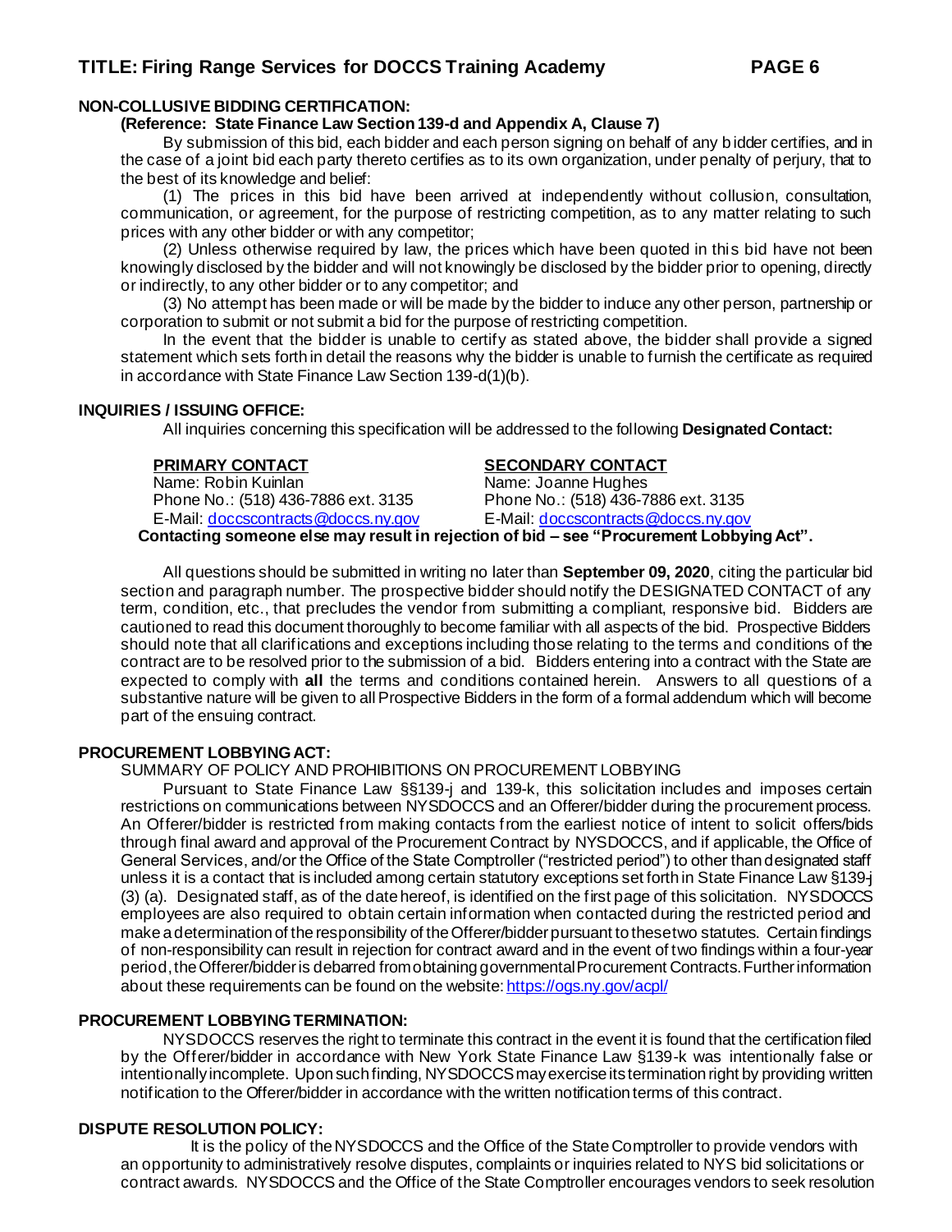**NON-COLLUSIVE BIDDING CERTIFICATION:**

**(Reference: State Finance Law Section 139-d and Appendix A, Clause 7)**

By submission of this bid, each bidder and each person signing on behalf of any bidder certifies, and in the case of a joint bid each party thereto certifies as to its own organization, under penalty of perjury, that to the best of its knowledge and belief:

(1) The prices in this bid have been arrived at independently without collusion, consultation, communication, or agreement, for the purpose of restricting competition, as to any matter relating to such prices with any other bidder or with any competitor;

(2) Unless otherwise required by law, the prices which have been quoted in this bid have not been knowingly disclosed by the bidder and will not knowingly be disclosed by the bidder prior to opening, directly or indirectly, to any other bidder or to any competitor; and

(3) No attempt has been made or will be made by the bidder to induce any other person, partnership or corporation to submit or not submit a bid for the purpose of restricting competition.

In the event that the bidder is unable to certify as stated above, the bidder shall provide a signed statement which sets forth in detail the reasons why the bidder is unable to furnish the certificate as required in accordance with State Finance Law Section 139-d(1)(b).

**INQUIRIES / ISSUING OFFICE:**

All inquiries concerning this specification will be addressed to the following **Designated Contact:**

| **PRIMARY CONTACT** | **SECONDARY CONTACT** |
|---|---|
| Name: Robin Kuinlan | Name: Joanne Hughes |
| Phone No.: (518) 436-7886 ext. 3135 | Phone No.: (518) 436-7886 ext. 3135 |
| E-Mail: doccscontracts@doccs.ny.gov | E-Mail: doccscontracts@doccs.ny.gov |

**Contacting someone else may result in rejection of bid – see "Procurement Lobbying Act".**

All questions should be submitted in writing no later than **September 09, 2020**, citing the particular bid section and paragraph number. The prospective bidder should notify the DESIGNATED CONTACT of any term, condition, etc., that precludes the vendor from submitting a compliant, responsive bid. Bidders are cautioned to read this document thoroughly to become familiar with all aspects of the bid. Prospective Bidders should note that all clarifications and exceptions including those relating to the terms and conditions of the contract are to be resolved prior to the submission of a bid. Bidders entering into a contract with the State are expected to comply with **all** the terms and conditions contained herein. Answers to all questions of a substantive nature will be given to all Prospective Bidders in the form of a formal addendum which will become part of the ensuing contract.

**PROCUREMENT LOBBYING ACT:**

SUMMARY OF POLICY AND PROHIBITIONS ON PROCUREMENT LOBBYING

Pursuant to State Finance Law §§139-j and 139-k, this solicitation includes and imposes certain restrictions on communications between NYSDOCCS and an Offerer/bidder during the procurement process. An Offerer/bidder is restricted from making contacts from the earliest notice of intent to solicit offers/bids through final award and approval of the Procurement Contract by NYSDOCCS, and if applicable, the Office of General Services, and/or the Office of the State Comptroller ("restricted period") to other than designated staff unless it is a contact that is included among certain statutory exceptions set forth in State Finance Law §139-j (3) (a). Designated staff, as of the date hereof, is identified on the first page of this solicitation. NYSDOCCS employees are also required to obtain certain information when contacted during the restricted period and make a determination of the responsibility of the Offerer/bidder pursuant to these two statutes. Certain findings of non-responsibility can result in rejection for contract award and in the event of two findings within a four-year period, the Offerer/bidder is debarred from obtaining governmental Procurement Contracts. Further information about these requirements can be found on the website: https://ogs.ny.gov/acpl/

**PROCUREMENT LOBBYING TERMINATION:**

NYSDOCCS reserves the right to terminate this contract in the event it is found that the certification filed by the Offerer/bidder in accordance with New York State Finance Law §139-k was intentionally false or intentionally incomplete. Upon such finding, NYSDOCCS may exercise its termination right by providing written notification to the Offerer/bidder in accordance with the written notification terms of this contract.

**DISPUTE RESOLUTION POLICY:**

It is the policy of the NYSDOCCS and the Office of the State Comptroller to provide vendors with an opportunity to administratively resolve disputes, complaints or inquiries related to NYS bid solicitations or contract awards. NYSDOCCS and the Office of the State Comptroller encourages vendors to seek resolution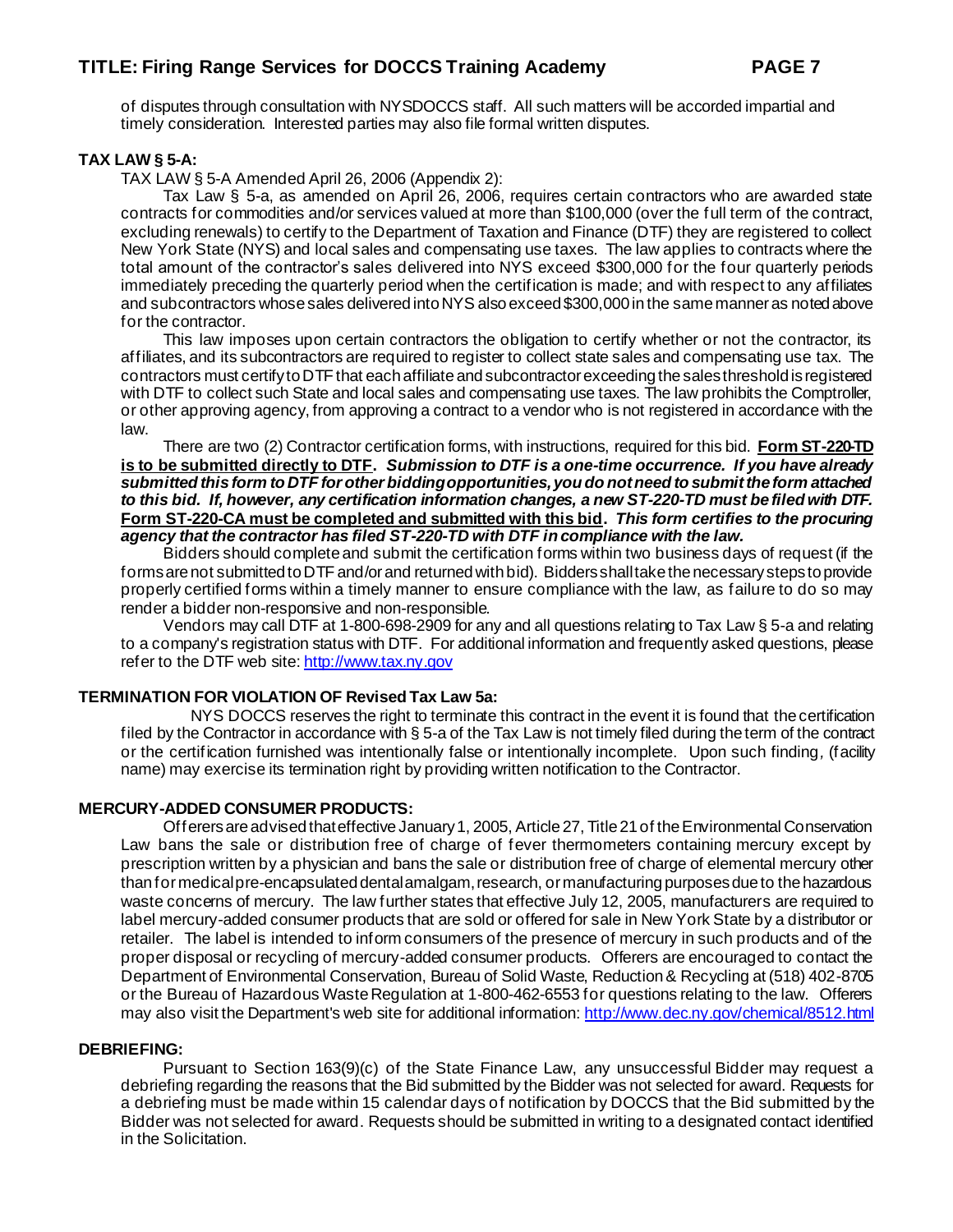of disputes through consultation with NYSDOCCS staff. All such matters will be accorded impartial and timely consideration. Interested parties may also file formal written disputes.

**TAX LAW § 5-A:**

TAX LAW § 5-A Amended April 26, 2006 (Appendix 2):

Tax Law § 5-a, as amended on April 26, 2006, requires certain contractors who are awarded state contracts for commodities and/or services valued at more than $100,000 (over the full term of the contract, excluding renewals) to certify to the Department of Taxation and Finance (DTF) they are registered to collect New York State (NYS) and local sales and compensating use taxes. The law applies to contracts where the total amount of the contractor's sales delivered into NYS exceed $300,000 for the four quarterly periods immediately preceding the quarterly period when the certification is made; and with respect to any affiliates and subcontractors whose sales delivered into NYS also exceed $300,000 in the same manner as noted above for the contractor.

This law imposes upon certain contractors the obligation to certify whether or not the contractor, its affiliates, and its subcontractors are required to register to collect state sales and compensating use tax. The contractors must certify to DTF that each affiliate and subcontractor exceeding the sales threshold is registered with DTF to collect such State and local sales and compensating use taxes. The law prohibits the Comptroller, or other approving agency, from approving a contract to a vendor who is not registered in accordance with the law.

There are two (2) Contractor certification forms, with instructions, required for this bid. **Form ST-220-TD is to be submitted directly to DTF.** ***Submission to DTF is a one-time occurrence. If you have already submitted this form to DTF for other bidding opportunities, you do not need to submit the form attached to this bid. If, however, any certification information changes, a new ST-220-TD must be filed with DTF.*** **Form ST-220-CA must be completed and submitted with this bid.** ***This form certifies to the procuring agency that the contractor has filed ST-220-TD with DTF in compliance with the law.***

Bidders should complete and submit the certification forms within two business days of request (if the forms are not submitted to DTF and/or and returned with bid). Bidders shall take the necessary steps to provide properly certified forms within a timely manner to ensure compliance with the law, as failure to do so may render a bidder non-responsive and non-responsible.

Vendors may call DTF at 1-800-698-2909 for any and all questions relating to Tax Law § 5-a and relating to a company's registration status with DTF. For additional information and frequently asked questions, please refer to the DTF web site: http://www.tax.ny.gov

**TERMINATION FOR VIOLATION OF Revised Tax Law 5a:**

NYS DOCCS reserves the right to terminate this contract in the event it is found that the certification filed by the Contractor in accordance with § 5-a of the Tax Law is not timely filed during the term of the contract or the certification furnished was intentionally false or intentionally incomplete. Upon such finding, (facility name) may exercise its termination right by providing written notification to the Contractor.

**MERCURY-ADDED CONSUMER PRODUCTS:**

Offerers are advised that effective January 1, 2005, Article 27, Title 21 of the Environmental Conservation Law bans the sale or distribution free of charge of fever thermometers containing mercury except by prescription written by a physician and bans the sale or distribution free of charge of elemental mercury other than for medical pre-encapsulated dental amalgam, research, or manufacturing purposes due to the hazardous waste concerns of mercury. The law further states that effective July 12, 2005, manufacturers are required to label mercury-added consumer products that are sold or offered for sale in New York State by a distributor or retailer. The label is intended to inform consumers of the presence of mercury in such products and of the proper disposal or recycling of mercury-added consumer products. Offerers are encouraged to contact the Department of Environmental Conservation, Bureau of Solid Waste, Reduction & Recycling at (518) 402-8705 or the Bureau of Hazardous Waste Regulation at 1-800-462-6553 for questions relating to the law. Offerers may also visit the Department's web site for additional information: http://www.dec.ny.gov/chemical/8512.html

**DEBRIEFING:**

Pursuant to Section 163(9)(c) of the State Finance Law, any unsuccessful Bidder may request a debriefing regarding the reasons that the Bid submitted by the Bidder was not selected for award. Requests for a debriefing must be made within 15 calendar days of notification by DOCCS that the Bid submitted by the Bidder was not selected for award. Requests should be submitted in writing to a designated contact identified in the Solicitation.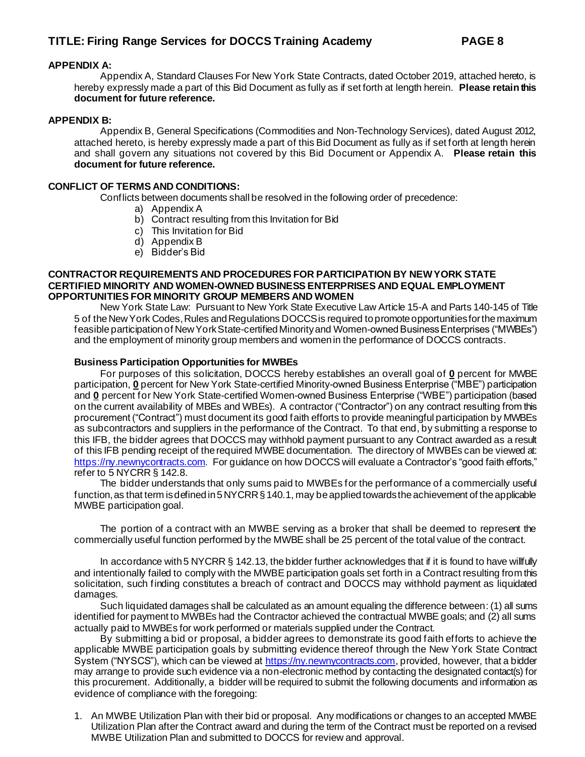**APPENDIX A:**

Appendix A, Standard Clauses For New York State Contracts, dated October 2019, attached hereto, is hereby expressly made a part of this Bid Document as fully as if set forth at length herein. **Please retain this document for future reference.**

**APPENDIX B:**

Appendix B, General Specifications (Commodities and Non-Technology Services), dated August 2012, attached hereto, is hereby expressly made a part of this Bid Document as fully as if set forth at length herein and shall govern any situations not covered by this Bid Document or Appendix A. **Please retain this document for future reference.**

**CONFLICT OF TERMS AND CONDITIONS:**

Conflicts between documents shall be resolved in the following order of precedence:

a) Appendix A
b) Contract resulting from this Invitation for Bid
c) This Invitation for Bid
d) Appendix B
e) Bidder's Bid

**CONTRACTOR REQUIREMENTS AND PROCEDURES FOR PARTICIPATION BY NEW YORK STATE CERTIFIED MINORITY AND WOMEN-OWNED BUSINESS ENTERPRISES AND EQUAL EMPLOYMENT OPPORTUNITIES FOR MINORITY GROUP MEMBERS AND WOMEN**

New York State Law: Pursuant to New York State Executive Law Article 15-A and Parts 140-145 of Title 5 of the New York Codes, Rules and Regulations DOCCS is required to promote opportunities for the maximum feasible participation of New York State-certified Minority and Women-owned Business Enterprises ("MWBEs") and the employment of minority group members and women in the performance of DOCCS contracts.

**Business Participation Opportunities for MWBEs**

For purposes of this solicitation, DOCCS hereby establishes an overall goal of **0** percent for MWBE participation, **0** percent for New York State-certified Minority-owned Business Enterprise ("MBE") participation and **0** percent for New York State-certified Women-owned Business Enterprise ("WBE") participation (based on the current availability of MBEs and WBEs). A contractor ("Contractor") on any contract resulting from this procurement ("Contract") must document its good faith efforts to provide meaningful participation by MWBEs as subcontractors and suppliers in the performance of the Contract. To that end, by submitting a response to this IFB, the bidder agrees that DOCCS may withhold payment pursuant to any Contract awarded as a result of this IFB pending receipt of the required MWBE documentation. The directory of MWBEs can be viewed at: https://ny.newnycontracts.com. For guidance on how DOCCS will evaluate a Contractor's "good faith efforts," refer to 5 NYCRR § 142.8.

The bidder understands that only sums paid to MWBEs for the performance of a commercially useful function, as that term is defined in 5 NYCRR § 140.1, may be applied towards the achievement of the applicable MWBE participation goal.

The portion of a contract with an MWBE serving as a broker that shall be deemed to represent the commercially useful function performed by the MWBE shall be 25 percent of the total value of the contract.

In accordance with 5 NYCRR § 142.13, the bidder further acknowledges that if it is found to have willfully and intentionally failed to comply with the MWBE participation goals set forth in a Contract resulting from this solicitation, such finding constitutes a breach of contract and DOCCS may withhold payment as liquidated damages.

Such liquidated damages shall be calculated as an amount equaling the difference between: (1) all sums identified for payment to MWBEs had the Contractor achieved the contractual MWBE goals; and (2) all sums actually paid to MWBEs for work performed or materials supplied under the Contract.

By submitting a bid or proposal, a bidder agrees to demonstrate its good faith efforts to achieve the applicable MWBE participation goals by submitting evidence thereof through the New York State Contract System ("NYSCS"), which can be viewed at https://ny.newnycontracts.com, provided, however, that a bidder may arrange to provide such evidence via a non-electronic method by contacting the designated contact(s) for this procurement. Additionally, a bidder will be required to submit the following documents and information as evidence of compliance with the foregoing:

1. An MWBE Utilization Plan with their bid or proposal. Any modifications or changes to an accepted MWBE Utilization Plan after the Contract award and during the term of the Contract must be reported on a revised MWBE Utilization Plan and submitted to DOCCS for review and approval.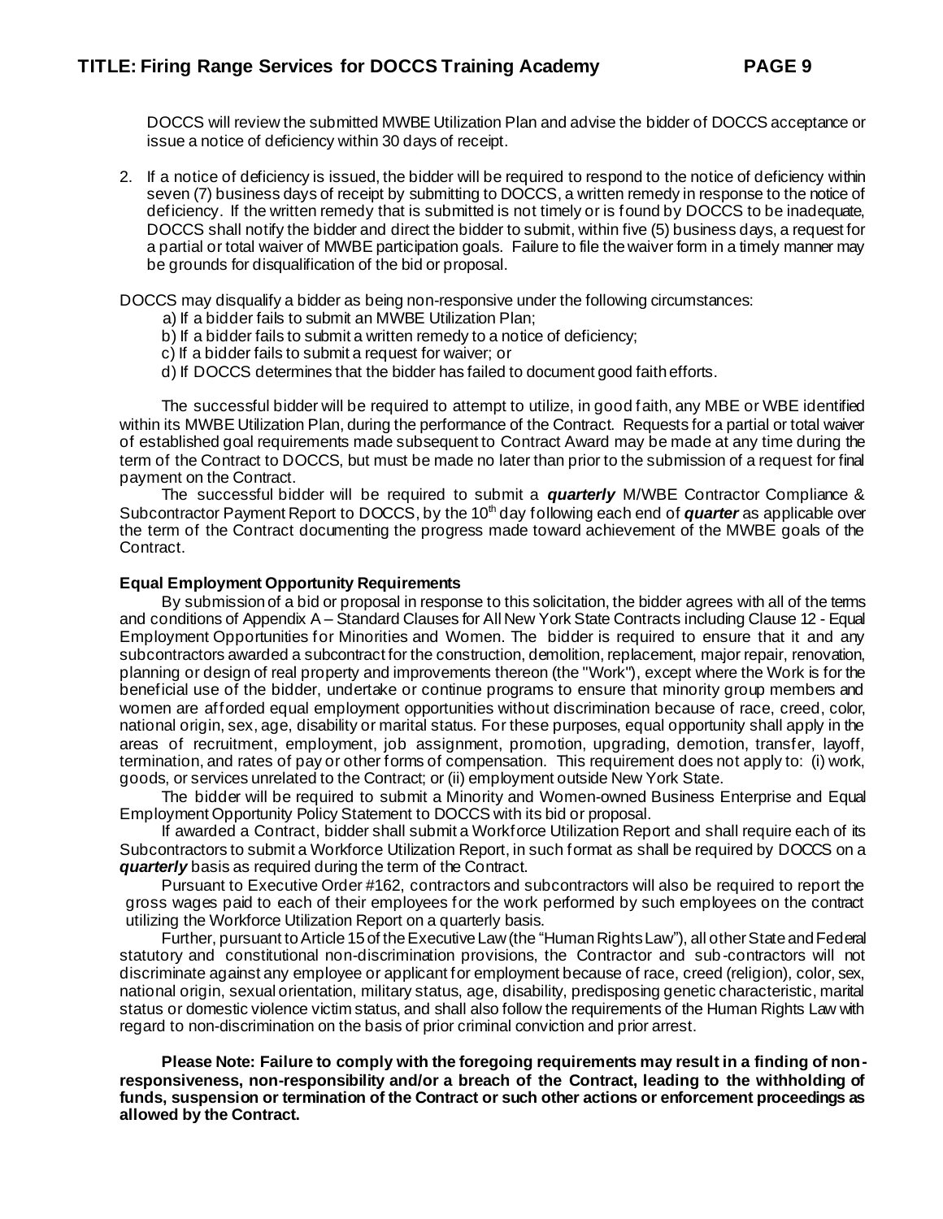DOCCS will review the submitted MWBE Utilization Plan and advise the bidder of DOCCS acceptance or issue a notice of deficiency within 30 days of receipt.

2. If a notice of deficiency is issued, the bidder will be required to respond to the notice of deficiency within seven (7) business days of receipt by submitting to DOCCS, a written remedy in response to the notice of deficiency. If the written remedy that is submitted is not timely or is found by DOCCS to be inadequate, DOCCS shall notify the bidder and direct the bidder to submit, within five (5) business days, a request for a partial or total waiver of MWBE participation goals. Failure to file the waiver form in a timely manner may be grounds for disqualification of the bid or proposal.

DOCCS may disqualify a bidder as being non-responsive under the following circumstances:

a) If a bidder fails to submit an MWBE Utilization Plan;
b) If a bidder fails to submit a written remedy to a notice of deficiency;
c) If a bidder fails to submit a request for waiver; or
d) If DOCCS determines that the bidder has failed to document good faith efforts.

The successful bidder will be required to attempt to utilize, in good faith, any MBE or WBE identified within its MWBE Utilization Plan, during the performance of the Contract. Requests for a partial or total waiver of established goal requirements made subsequent to Contract Award may be made at any time during the term of the Contract to DOCCS, but must be made no later than prior to the submission of a request for final payment on the Contract.

The successful bidder will be required to submit a ***quarterly*** M/WBE Contractor Compliance & Subcontractor Payment Report to DOCCS, by the 10th day following each end of ***quarter*** as applicable over the term of the Contract documenting the progress made toward achievement of the MWBE goals of the Contract.

**Equal Employment Opportunity Requirements**

By submission of a bid or proposal in response to this solicitation, the bidder agrees with all of the terms and conditions of Appendix A – Standard Clauses for All New York State Contracts including Clause 12 - Equal Employment Opportunities for Minorities and Women. The bidder is required to ensure that it and any subcontractors awarded a subcontract for the construction, demolition, replacement, major repair, renovation, planning or design of real property and improvements thereon (the "Work"), except where the Work is for the beneficial use of the bidder, undertake or continue programs to ensure that minority group members and women are afforded equal employment opportunities without discrimination because of race, creed, color, national origin, sex, age, disability or marital status. For these purposes, equal opportunity shall apply in the areas of recruitment, employment, job assignment, promotion, upgrading, demotion, transfer, layoff, termination, and rates of pay or other forms of compensation. This requirement does not apply to: (i) work, goods, or services unrelated to the Contract; or (ii) employment outside New York State.

The bidder will be required to submit a Minority and Women-owned Business Enterprise and Equal Employment Opportunity Policy Statement to DOCCS with its bid or proposal.

If awarded a Contract, bidder shall submit a Workforce Utilization Report and shall require each of its Subcontractors to submit a Workforce Utilization Report, in such format as shall be required by DOCCS on a ***quarterly*** basis as required during the term of the Contract.

Pursuant to Executive Order #162, contractors and subcontractors will also be required to report the gross wages paid to each of their employees for the work performed by such employees on the contract utilizing the Workforce Utilization Report on a quarterly basis.

Further, pursuant to Article 15 of the Executive Law (the "Human Rights Law"), all other State and Federal statutory and constitutional non-discrimination provisions, the Contractor and sub-contractors will not discriminate against any employee or applicant for employment because of race, creed (religion), color, sex, national origin, sexual orientation, military status, age, disability, predisposing genetic characteristic, marital status or domestic violence victim status, and shall also follow the requirements of the Human Rights Law with regard to non-discrimination on the basis of prior criminal conviction and prior arrest.

**Please Note: Failure to comply with the foregoing requirements may result in a finding of non-responsiveness, non-responsibility and/or a breach of the Contract, leading to the withholding of funds, suspension or termination of the Contract or such other actions or enforcement proceedings as allowed by the Contract.**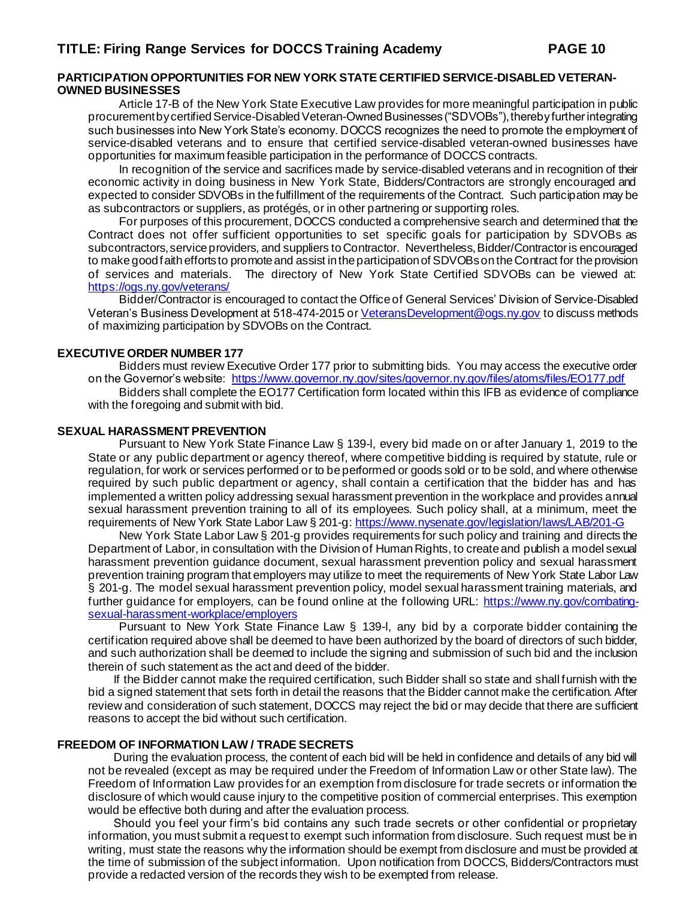## PARTICIPATION OPPORTUNITIES FOR NEW YORK STATE CERTIFIED SERVICE-DISABLED VETERAN-OWNED BUSINESSES

Article 17-B of the New York State Executive Law provides for more meaningful participation in public procurement by certified Service-Disabled Veteran-Owned Businesses ("SDVOBs"), thereby further integrating such businesses into New York State's economy. DOCCS recognizes the need to promote the employment of service-disabled veterans and to ensure that certified service-disabled veteran-owned businesses have opportunities for maximum feasible participation in the performance of DOCCS contracts.

In recognition of the service and sacrifices made by service-disabled veterans and in recognition of their economic activity in doing business in New York State, Bidders/Contractors are strongly encouraged and expected to consider SDVOBs in the fulfillment of the requirements of the Contract. Such participation may be as subcontractors or suppliers, as protégés, or in other partnering or supporting roles.

For purposes of this procurement, DOCCS conducted a comprehensive search and determined that the Contract does not offer sufficient opportunities to set specific goals for participation by SDVOBs as subcontractors, service providers, and suppliers to Contractor. Nevertheless, Bidder/Contractor is encouraged to make good faith efforts to promote and assist in the participation of SDVOBs on the Contract for the provision of services and materials. The directory of New York State Certified SDVOBs can be viewed at: https://ogs.ny.gov/veterans/

Bidder/Contractor is encouraged to contact the Office of General Services' Division of Service-Disabled Veteran's Business Development at 518-474-2015 or VeteransDevelopment@ogs.ny.gov to discuss methods of maximizing participation by SDVOBs on the Contract.

## EXECUTIVE ORDER NUMBER 177

Bidders must review Executive Order 177 prior to submitting bids. You may access the executive order on the Governor's website: https://www.governor.ny.gov/sites/governor.ny.gov/files/atoms/files/EO177.pdf

Bidders shall complete the EO177 Certification form located within this IFB as evidence of compliance with the foregoing and submit with bid.

## SEXUAL HARASSMENT PREVENTION

Pursuant to New York State Finance Law § 139-l, every bid made on or after January 1, 2019 to the State or any public department or agency thereof, where competitive bidding is required by statute, rule or regulation, for work or services performed or to be performed or goods sold or to be sold, and where otherwise required by such public department or agency, shall contain a certification that the bidder has and has implemented a written policy addressing sexual harassment prevention in the workplace and provides annual sexual harassment prevention training to all of its employees. Such policy shall, at a minimum, meet the requirements of New York State Labor Law § 201-g: https://www.nysenate.gov/legislation/laws/LAB/201-G

New York State Labor Law § 201-g provides requirements for such policy and training and directs the Department of Labor, in consultation with the Division of Human Rights, to create and publish a model sexual harassment prevention guidance document, sexual harassment prevention policy and sexual harassment prevention training program that employers may utilize to meet the requirements of New York State Labor Law § 201-g. The model sexual harassment prevention policy, model sexual harassment training materials, and further guidance for employers, can be found online at the following URL: https://www.ny.gov/combating-sexual-harassment-workplace/employers

Pursuant to New York State Finance Law § 139-l, any bid by a corporate bidder containing the certification required above shall be deemed to have been authorized by the board of directors of such bidder, and such authorization shall be deemed to include the signing and submission of such bid and the inclusion therein of such statement as the act and deed of the bidder.

If the Bidder cannot make the required certification, such Bidder shall so state and shall furnish with the bid a signed statement that sets forth in detail the reasons that the Bidder cannot make the certification. After review and consideration of such statement, DOCCS may reject the bid or may decide that there are sufficient reasons to accept the bid without such certification.

## FREEDOM OF INFORMATION LAW / TRADE SECRETS

During the evaluation process, the content of each bid will be held in confidence and details of any bid will not be revealed (except as may be required under the Freedom of Information Law or other State law). The Freedom of Information Law provides for an exemption from disclosure for trade secrets or information the disclosure of which would cause injury to the competitive position of commercial enterprises. This exemption would be effective both during and after the evaluation process.

Should you feel your firm's bid contains any such trade secrets or other confidential or proprietary information, you must submit a request to exempt such information from disclosure. Such request must be in writing, must state the reasons why the information should be exempt from disclosure and must be provided at the time of submission of the subject information. Upon notification from DOCCS, Bidders/Contractors must provide a redacted version of the records they wish to be exempted from release.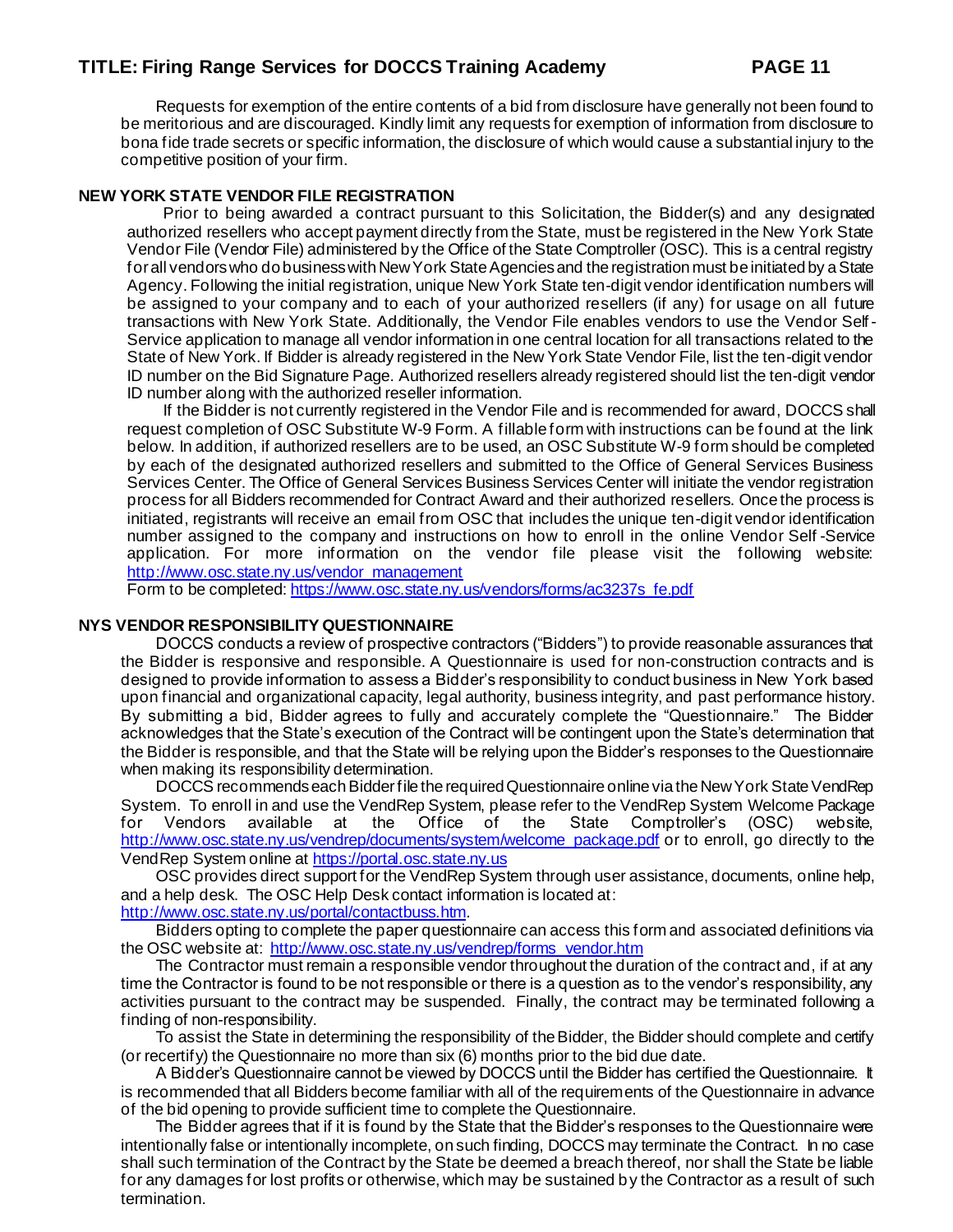Requests for exemption of the entire contents of a bid from disclosure have generally not been found to be meritorious and are discouraged. Kindly limit any requests for exemption of information from disclosure to bona fide trade secrets or specific information, the disclosure of which would cause a substantial injury to the competitive position of your firm.

## NEW YORK STATE VENDOR FILE REGISTRATION

Prior to being awarded a contract pursuant to this Solicitation, the Bidder(s) and any designated authorized resellers who accept payment directly from the State, must be registered in the New York State Vendor File (Vendor File) administered by the Office of the State Comptroller (OSC). This is a central registry for all vendors who do business with New York State Agencies and the registration must be initiated by a State Agency. Following the initial registration, unique New York State ten-digit vendor identification numbers will be assigned to your company and to each of your authorized resellers (if any) for usage on all future transactions with New York State. Additionally, the Vendor File enables vendors to use the Vendor Self-Service application to manage all vendor information in one central location for all transactions related to the State of New York. If Bidder is already registered in the New York State Vendor File, list the ten-digit vendor ID number on the Bid Signature Page. Authorized resellers already registered should list the ten-digit vendor ID number along with the authorized reseller information.

If the Bidder is not currently registered in the Vendor File and is recommended for award, DOCCS shall request completion of OSC Substitute W-9 Form. A fillable form with instructions can be found at the link below. In addition, if authorized resellers are to be used, an OSC Substitute W-9 form should be completed by each of the designated authorized resellers and submitted to the Office of General Services Business Services Center. The Office of General Services Business Services Center will initiate the vendor registration process for all Bidders recommended for Contract Award and their authorized resellers. Once the process is initiated, registrants will receive an email from OSC that includes the unique ten-digit vendor identification number assigned to the company and instructions on how to enroll in the online Vendor Self-Service application. For more information on the vendor file please visit the following website: http://www.osc.state.ny.us/vendor_management

Form to be completed: https://www.osc.state.ny.us/vendors/forms/ac3237s_fe.pdf

## NYS VENDOR RESPONSIBILITY QUESTIONNAIRE

DOCCS conducts a review of prospective contractors ("Bidders") to provide reasonable assurances that the Bidder is responsive and responsible. A Questionnaire is used for non-construction contracts and is designed to provide information to assess a Bidder's responsibility to conduct business in New York based upon financial and organizational capacity, legal authority, business integrity, and past performance history. By submitting a bid, Bidder agrees to fully and accurately complete the "Questionnaire." The Bidder acknowledges that the State's execution of the Contract will be contingent upon the State's determination that the Bidder is responsible, and that the State will be relying upon the Bidder's responses to the Questionnaire when making its responsibility determination.

DOCCS recommends each Bidder file the required Questionnaire online via the New York State VendRep System. To enroll in and use the VendRep System, please refer to the VendRep System Welcome Package for Vendors available at the Office of the State Comptroller's (OSC) website, http://www.osc.state.ny.us/vendrep/documents/system/welcome_package.pdf or to enroll, go directly to the VendRep System online at https://portal.osc.state.ny.us

OSC provides direct support for the VendRep System through user assistance, documents, online help, and a help desk. The OSC Help Desk contact information is located at:
http://www.osc.state.ny.us/portal/contactbuss.htm.

Bidders opting to complete the paper questionnaire can access this form and associated definitions via the OSC website at: http://www.osc.state.ny.us/vendrep/forms_vendor.htm

The Contractor must remain a responsible vendor throughout the duration of the contract and, if at any time the Contractor is found to be not responsible or there is a question as to the vendor's responsibility, any activities pursuant to the contract may be suspended. Finally, the contract may be terminated following a finding of non-responsibility.

To assist the State in determining the responsibility of the Bidder, the Bidder should complete and certify (or recertify) the Questionnaire no more than six (6) months prior to the bid due date.

A Bidder's Questionnaire cannot be viewed by DOCCS until the Bidder has certified the Questionnaire. It is recommended that all Bidders become familiar with all of the requirements of the Questionnaire in advance of the bid opening to provide sufficient time to complete the Questionnaire.

The Bidder agrees that if it is found by the State that the Bidder's responses to the Questionnaire were intentionally false or intentionally incomplete, on such finding, DOCCS may terminate the Contract. In no case shall such termination of the Contract by the State be deemed a breach thereof, nor shall the State be liable for any damages for lost profits or otherwise, which may be sustained by the Contractor as a result of such termination.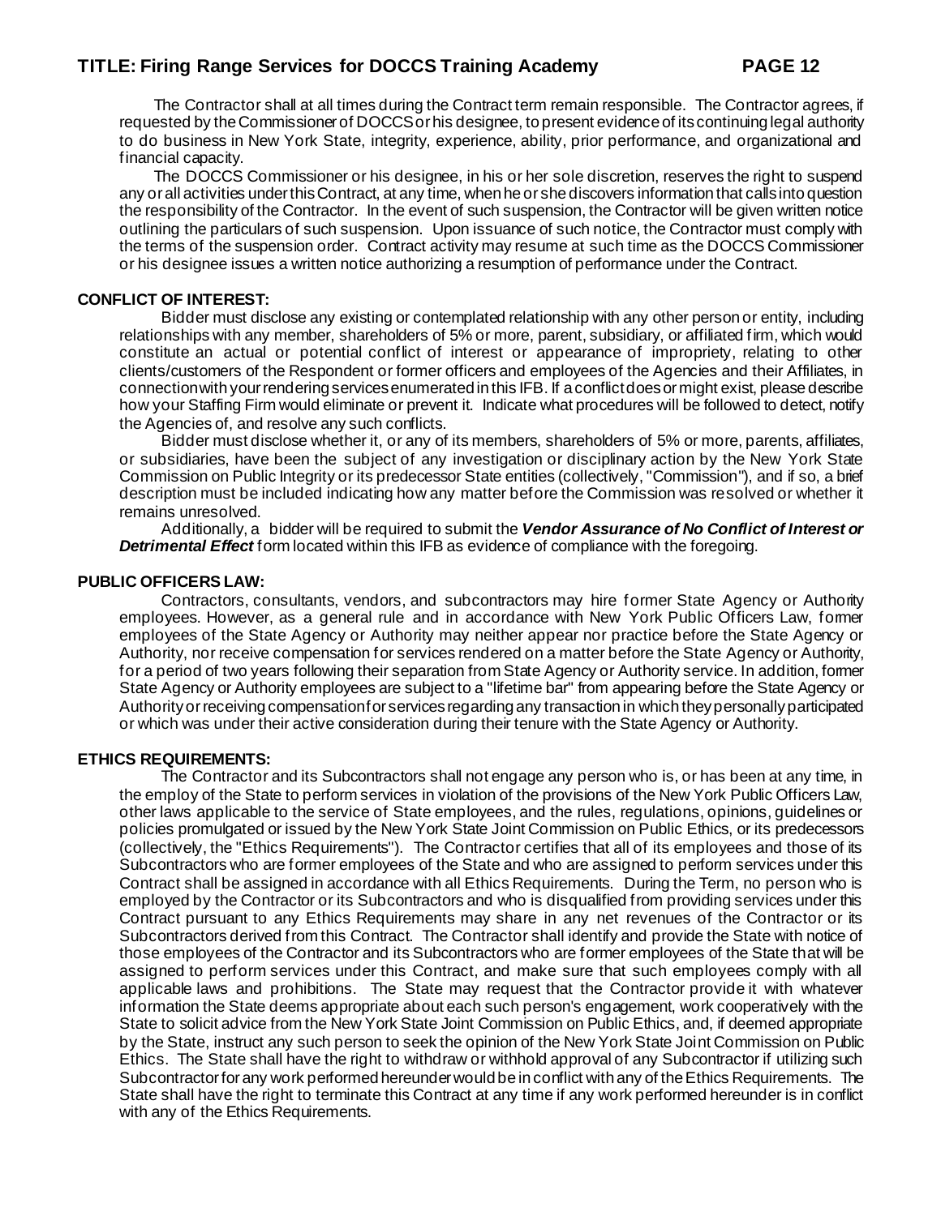The Contractor shall at all times during the Contract term remain responsible. The Contractor agrees, if requested by the Commissioner of DOCCS or his designee, to present evidence of its continuing legal authority to do business in New York State, integrity, experience, ability, prior performance, and organizational and financial capacity.

The DOCCS Commissioner or his designee, in his or her sole discretion, reserves the right to suspend any or all activities under this Contract, at any time, when he or she discovers information that calls into question the responsibility of the Contractor. In the event of such suspension, the Contractor will be given written notice outlining the particulars of such suspension. Upon issuance of such notice, the Contractor must comply with the terms of the suspension order. Contract activity may resume at such time as the DOCCS Commissioner or his designee issues a written notice authorizing a resumption of performance under the Contract.

**CONFLICT OF INTEREST:**

Bidder must disclose any existing or contemplated relationship with any other person or entity, including relationships with any member, shareholders of 5% or more, parent, subsidiary, or affiliated firm, which would constitute an actual or potential conflict of interest or appearance of impropriety, relating to other clients/customers of the Respondent or former officers and employees of the Agencies and their Affiliates, in connection with your rendering services enumerated in this IFB. If a conflict does or might exist, please describe how your Staffing Firm would eliminate or prevent it. Indicate what procedures will be followed to detect, notify the Agencies of, and resolve any such conflicts.

Bidder must disclose whether it, or any of its members, shareholders of 5% or more, parents, affiliates, or subsidiaries, have been the subject of any investigation or disciplinary action by the New York State Commission on Public Integrity or its predecessor State entities (collectively, "Commission"), and if so, a brief description must be included indicating how any matter before the Commission was resolved or whether it remains unresolved.

Additionally, a bidder will be required to submit the ***Vendor Assurance of No Conflict of Interest or Detrimental Effect*** form located within this IFB as evidence of compliance with the foregoing.

**PUBLIC OFFICERS LAW:**

Contractors, consultants, vendors, and subcontractors may hire former State Agency or Authority employees. However, as a general rule and in accordance with New York Public Officers Law, former employees of the State Agency or Authority may neither appear nor practice before the State Agency or Authority, nor receive compensation for services rendered on a matter before the State Agency or Authority, for a period of two years following their separation from State Agency or Authority service. In addition, former State Agency or Authority employees are subject to a "lifetime bar" from appearing before the State Agency or Authority or receiving compensation for services regarding any transaction in which they personally participated or which was under their active consideration during their tenure with the State Agency or Authority.

**ETHICS REQUIREMENTS:**

The Contractor and its Subcontractors shall not engage any person who is, or has been at any time, in the employ of the State to perform services in violation of the provisions of the New York Public Officers Law, other laws applicable to the service of State employees, and the rules, regulations, opinions, guidelines or policies promulgated or issued by the New York State Joint Commission on Public Ethics, or its predecessors (collectively, the "Ethics Requirements"). The Contractor certifies that all of its employees and those of its Subcontractors who are former employees of the State and who are assigned to perform services under this Contract shall be assigned in accordance with all Ethics Requirements. During the Term, no person who is employed by the Contractor or its Subcontractors and who is disqualified from providing services under this Contract pursuant to any Ethics Requirements may share in any net revenues of the Contractor or its Subcontractors derived from this Contract. The Contractor shall identify and provide the State with notice of those employees of the Contractor and its Subcontractors who are former employees of the State that will be assigned to perform services under this Contract, and make sure that such employees comply with all applicable laws and prohibitions. The State may request that the Contractor provide it with whatever information the State deems appropriate about each such person's engagement, work cooperatively with the State to solicit advice from the New York State Joint Commission on Public Ethics, and, if deemed appropriate by the State, instruct any such person to seek the opinion of the New York State Joint Commission on Public Ethics. The State shall have the right to withdraw or withhold approval of any Subcontractor if utilizing such Subcontractor for any work performed hereunder would be in conflict with any of the Ethics Requirements. The State shall have the right to terminate this Contract at any time if any work performed hereunder is in conflict with any of the Ethics Requirements.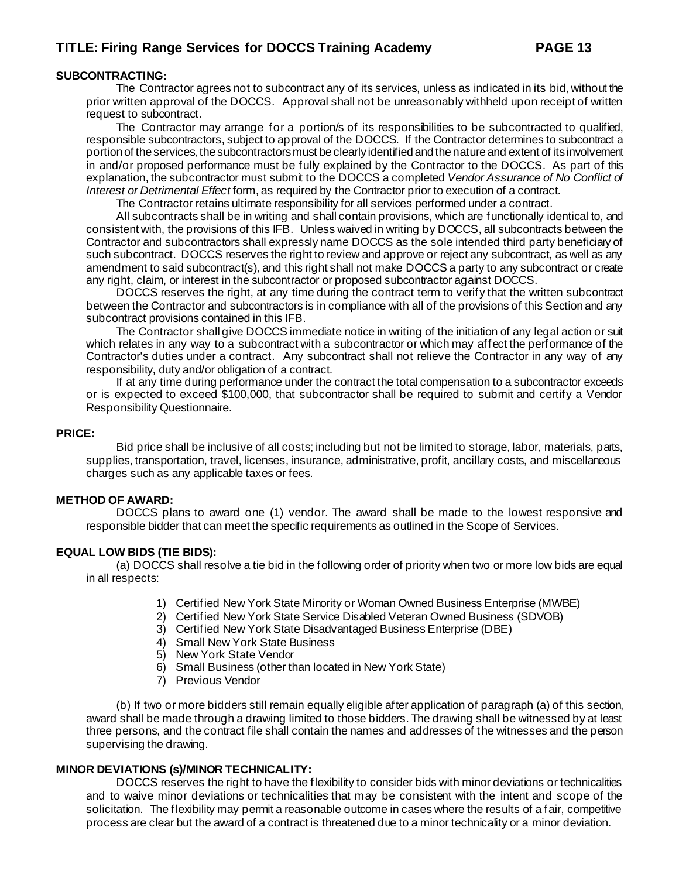**SUBCONTRACTING:**

The Contractor agrees not to subcontract any of its services, unless as indicated in its bid, without the prior written approval of the DOCCS. Approval shall not be unreasonably withheld upon receipt of written request to subcontract.

The Contractor may arrange for a portion/s of its responsibilities to be subcontracted to qualified, responsible subcontractors, subject to approval of the DOCCS. If the Contractor determines to subcontract a portion of the services, the subcontractors must be clearly identified and the nature and extent of its involvement in and/or proposed performance must be fully explained by the Contractor to the DOCCS. As part of this explanation, the subcontractor must submit to the DOCCS a completed *Vendor Assurance of No Conflict of Interest or Detrimental Effect* form, as required by the Contractor prior to execution of a contract.

The Contractor retains ultimate responsibility for all services performed under a contract.

All subcontracts shall be in writing and shall contain provisions, which are functionally identical to, and consistent with, the provisions of this IFB. Unless waived in writing by DOCCS, all subcontracts between the Contractor and subcontractors shall expressly name DOCCS as the sole intended third party beneficiary of such subcontract. DOCCS reserves the right to review and approve or reject any subcontract, as well as any amendment to said subcontract(s), and this right shall not make DOCCS a party to any subcontract or create any right, claim, or interest in the subcontractor or proposed subcontractor against DOCCS.

DOCCS reserves the right, at any time during the contract term to verify that the written subcontract between the Contractor and subcontractors is in compliance with all of the provisions of this Section and any subcontract provisions contained in this IFB.

The Contractor shall give DOCCS immediate notice in writing of the initiation of any legal action or suit which relates in any way to a subcontract with a subcontractor or which may affect the performance of the Contractor's duties under a contract. Any subcontract shall not relieve the Contractor in any way of any responsibility, duty and/or obligation of a contract.

If at any time during performance under the contract the total compensation to a subcontractor exceeds or is expected to exceed $100,000, that subcontractor shall be required to submit and certify a Vendor Responsibility Questionnaire.

**PRICE:**

Bid price shall be inclusive of all costs; including but not be limited to storage, labor, materials, parts, supplies, transportation, travel, licenses, insurance, administrative, profit, ancillary costs, and miscellaneous charges such as any applicable taxes or fees.

**METHOD OF AWARD:**

DOCCS plans to award one (1) vendor. The award shall be made to the lowest responsive and responsible bidder that can meet the specific requirements as outlined in the Scope of Services.

**EQUAL LOW BIDS (TIE BIDS):**

(a) DOCCS shall resolve a tie bid in the following order of priority when two or more low bids are equal in all respects:

1) Certified New York State Minority or Woman Owned Business Enterprise (MWBE)
2) Certified New York State Service Disabled Veteran Owned Business (SDVOB)
3) Certified New York State Disadvantaged Business Enterprise (DBE)
4) Small New York State Business
5) New York State Vendor
6) Small Business (other than located in New York State)
7) Previous Vendor

(b) If two or more bidders still remain equally eligible after application of paragraph (a) of this section, award shall be made through a drawing limited to those bidders. The drawing shall be witnessed by at least three persons, and the contract file shall contain the names and addresses of the witnesses and the person supervising the drawing.

**MINOR DEVIATIONS (s)/MINOR TECHNICALITY:**

DOCCS reserves the right to have the flexibility to consider bids with minor deviations or technicalities and to waive minor deviations or technicalities that may be consistent with the intent and scope of the solicitation. The flexibility may permit a reasonable outcome in cases where the results of a fair, competitive process are clear but the award of a contract is threatened due to a minor technicality or a minor deviation.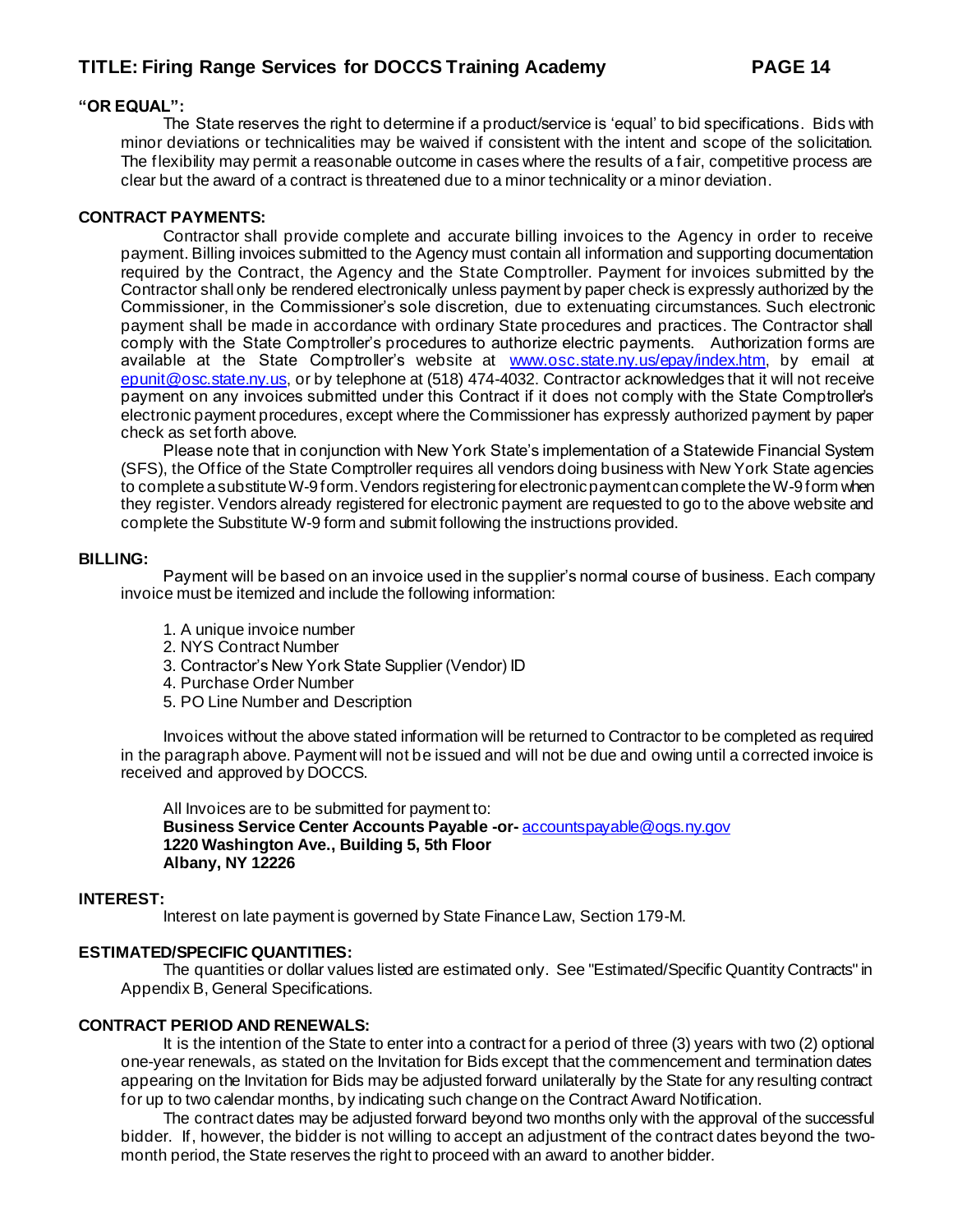**"OR EQUAL":**

The State reserves the right to determine if a product/service is 'equal' to bid specifications. Bids with minor deviations or technicalities may be waived if consistent with the intent and scope of the solicitation. The flexibility may permit a reasonable outcome in cases where the results of a fair, competitive process are clear but the award of a contract is threatened due to a minor technicality or a minor deviation.

**CONTRACT PAYMENTS:**

Contractor shall provide complete and accurate billing invoices to the Agency in order to receive payment. Billing invoices submitted to the Agency must contain all information and supporting documentation required by the Contract, the Agency and the State Comptroller. Payment for invoices submitted by the Contractor shall only be rendered electronically unless payment by paper check is expressly authorized by the Commissioner, in the Commissioner's sole discretion, due to extenuating circumstances. Such electronic payment shall be made in accordance with ordinary State procedures and practices. The Contractor shall comply with the State Comptroller's procedures to authorize electric payments. Authorization forms are available at the State Comptroller's website at www.osc.state.ny.us/epay/index.htm, by email at epunit@osc.state.ny.us, or by telephone at (518) 474-4032. Contractor acknowledges that it will not receive payment on any invoices submitted under this Contract if it does not comply with the State Comptroller's electronic payment procedures, except where the Commissioner has expressly authorized payment by paper check as set forth above.

Please note that in conjunction with New York State's implementation of a Statewide Financial System (SFS), the Office of the State Comptroller requires all vendors doing business with New York State agencies to complete a substitute W-9 form. Vendors registering for electronic payment can complete the W-9 form when they register. Vendors already registered for electronic payment are requested to go to the above website and complete the Substitute W-9 form and submit following the instructions provided.

**BILLING:**

Payment will be based on an invoice used in the supplier's normal course of business. Each company invoice must be itemized and include the following information:

1. A unique invoice number
2. NYS Contract Number
3. Contractor's New York State Supplier (Vendor) ID
4. Purchase Order Number
5. PO Line Number and Description

Invoices without the above stated information will be returned to Contractor to be completed as required in the paragraph above. Payment will not be issued and will not be due and owing until a corrected invoice is received and approved by DOCCS.

All Invoices are to be submitted for payment to:
**Business Service Center Accounts Payable -or-** accountspayable@ogs.ny.gov
**1220 Washington Ave., Building 5, 5th Floor**
**Albany, NY 12226**

**INTEREST:**

Interest on late payment is governed by State Finance Law, Section 179-M.

**ESTIMATED/SPECIFIC QUANTITIES:**

The quantities or dollar values listed are estimated only. See "Estimated/Specific Quantity Contracts" in Appendix B, General Specifications.

**CONTRACT PERIOD AND RENEWALS:**

It is the intention of the State to enter into a contract for a period of three (3) years with two (2) optional one-year renewals, as stated on the Invitation for Bids except that the commencement and termination dates appearing on the Invitation for Bids may be adjusted forward unilaterally by the State for any resulting contract for up to two calendar months, by indicating such change on the Contract Award Notification.

The contract dates may be adjusted forward beyond two months only with the approval of the successful bidder. If, however, the bidder is not willing to accept an adjustment of the contract dates beyond the two-month period, the State reserves the right to proceed with an award to another bidder.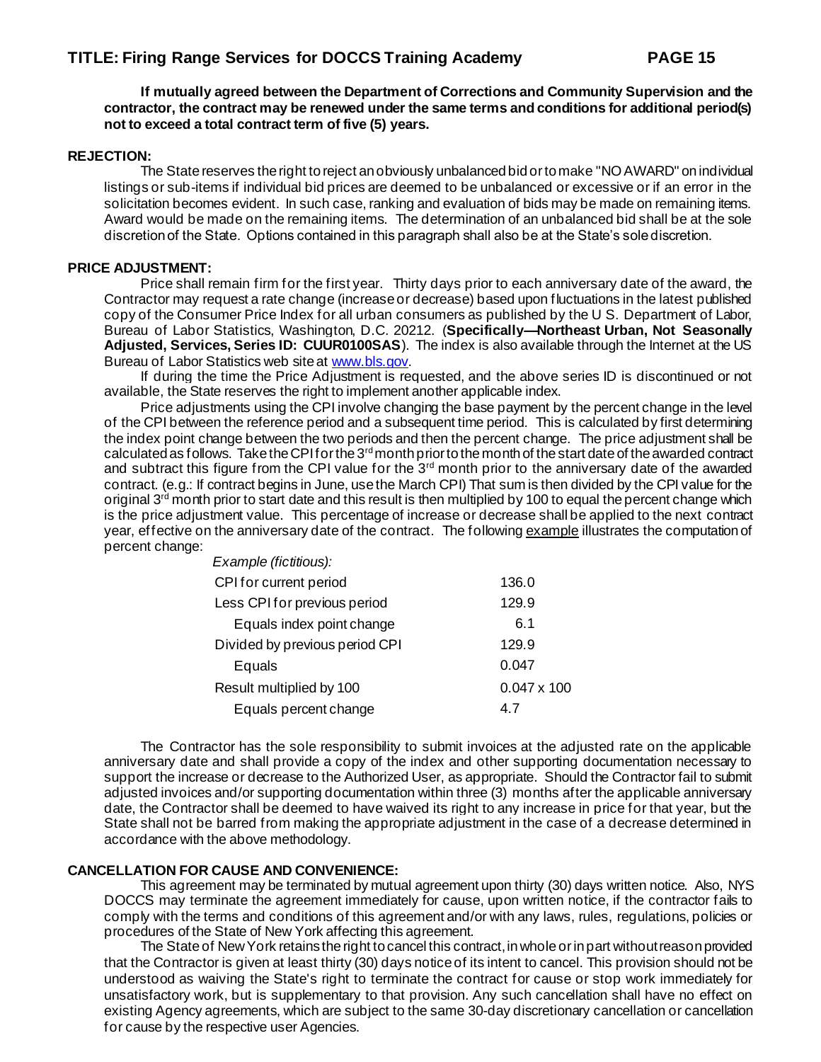**If mutually agreed between the Department of Corrections and Community Supervision and the contractor, the contract may be renewed under the same terms and conditions for additional period(s) not to exceed a total contract term of five (5) years.**

## REJECTION:

The State reserves the right to reject an obviously unbalanced bid or to make "NO AWARD" on individual listings or sub-items if individual bid prices are deemed to be unbalanced or excessive or if an error in the solicitation becomes evident. In such case, ranking and evaluation of bids may be made on remaining items. Award would be made on the remaining items. The determination of an unbalanced bid shall be at the sole discretion of the State. Options contained in this paragraph shall also be at the State's sole discretion.

## PRICE ADJUSTMENT:

Price shall remain firm for the first year. Thirty days prior to each anniversary date of the award, the Contractor may request a rate change (increase or decrease) based upon fluctuations in the latest published copy of the Consumer Price Index for all urban consumers as published by the U S. Department of Labor, Bureau of Labor Statistics, Washington, D.C. 20212. (**Specifically—Northeast Urban, Not Seasonally Adjusted, Services, Series ID: CUUR0100SAS**). The index is also available through the Internet at the US Bureau of Labor Statistics web site at www.bls.gov.

If during the time the Price Adjustment is requested, and the above series ID is discontinued or not available, the State reserves the right to implement another applicable index.

Price adjustments using the CPI involve changing the base payment by the percent change in the level of the CPI between the reference period and a subsequent time period. This is calculated by first determining the index point change between the two periods and then the percent change. The price adjustment shall be calculated as follows. Take the CPI for the 3rd month prior to the month of the start date of the awarded contract and subtract this figure from the CPI value for the 3rd month prior to the anniversary date of the awarded contract. (e.g.: If contract begins in June, use the March CPI) That sum is then divided by the CPI value for the original 3rd month prior to start date and this result is then multiplied by 100 to equal the percent change which is the price adjustment value. This percentage of increase or decrease shall be applied to the next contract year, effective on the anniversary date of the contract. The following example illustrates the computation of percent change:

*Example (fictitious):*

| | |
|---|---|
| CPI for current period | 136.0 |
| Less CPI for previous period | 129.9 |
| Equals index point change | 6.1 |
| Divided by previous period CPI | 129.9 |
| Equals | 0.047 |
| Result multiplied by 100 | 0.047 x 100 |
| Equals percent change | 4.7 |

The Contractor has the sole responsibility to submit invoices at the adjusted rate on the applicable anniversary date and shall provide a copy of the index and other supporting documentation necessary to support the increase or decrease to the Authorized User, as appropriate. Should the Contractor fail to submit adjusted invoices and/or supporting documentation within three (3) months after the applicable anniversary date, the Contractor shall be deemed to have waived its right to any increase in price for that year, but the State shall not be barred from making the appropriate adjustment in the case of a decrease determined in accordance with the above methodology.

## CANCELLATION FOR CAUSE AND CONVENIENCE:

This agreement may be terminated by mutual agreement upon thirty (30) days written notice. Also, NYS DOCCS may terminate the agreement immediately for cause, upon written notice, if the contractor fails to comply with the terms and conditions of this agreement and/or with any laws, rules, regulations, policies or procedures of the State of New York affecting this agreement.

The State of New York retains the right to cancel this contract, in whole or in part without reason provided that the Contractor is given at least thirty (30) days notice of its intent to cancel. This provision should not be understood as waiving the State's right to terminate the contract for cause or stop work immediately for unsatisfactory work, but is supplementary to that provision. Any such cancellation shall have no effect on existing Agency agreements, which are subject to the same 30-day discretionary cancellation or cancellation for cause by the respective user Agencies.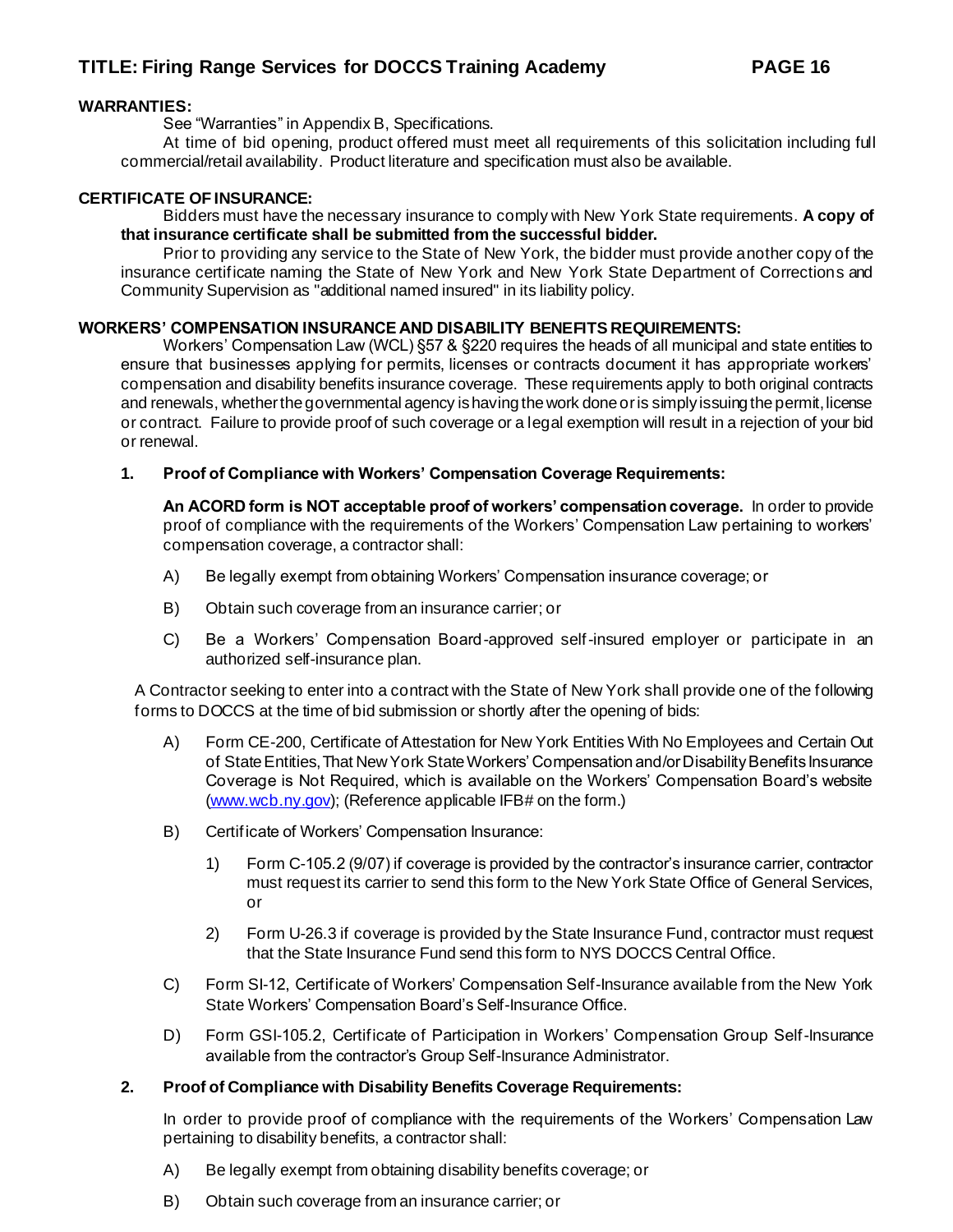## WARRANTIES:

See "Warranties" in Appendix B, Specifications.

At time of bid opening, product offered must meet all requirements of this solicitation including full commercial/retail availability. Product literature and specification must also be available.

## CERTIFICATE OF INSURANCE:

Bidders must have the necessary insurance to comply with New York State requirements. **A copy of that insurance certificate shall be submitted from the successful bidder.**

Prior to providing any service to the State of New York, the bidder must provide another copy of the insurance certificate naming the State of New York and New York State Department of Corrections and Community Supervision as "additional named insured" in its liability policy.

## WORKERS' COMPENSATION INSURANCE AND DISABILITY BENEFITS REQUIREMENTS:

Workers' Compensation Law (WCL) §57 & §220 requires the heads of all municipal and state entities to ensure that businesses applying for permits, licenses or contracts document it has appropriate workers' compensation and disability benefits insurance coverage. These requirements apply to both original contracts and renewals, whether the governmental agency is having the work done or is simply issuing the permit, license or contract. Failure to provide proof of such coverage or a legal exemption will result in a rejection of your bid or renewal.

**1. Proof of Compliance with Workers' Compensation Coverage Requirements:**

**An ACORD form is NOT acceptable proof of workers' compensation coverage.** In order to provide proof of compliance with the requirements of the Workers' Compensation Law pertaining to workers' compensation coverage, a contractor shall:

A) Be legally exempt from obtaining Workers' Compensation insurance coverage; or

B) Obtain such coverage from an insurance carrier; or

C) Be a Workers' Compensation Board-approved self-insured employer or participate in an authorized self-insurance plan.

A Contractor seeking to enter into a contract with the State of New York shall provide one of the following forms to DOCCS at the time of bid submission or shortly after the opening of bids:

A) Form CE-200, Certificate of Attestation for New York Entities With No Employees and Certain Out of State Entities, That New York State Workers' Compensation and/or Disability Benefits Insurance Coverage is Not Required, which is available on the Workers' Compensation Board's website (www.wcb.ny.gov); (Reference applicable IFB# on the form.)

B) Certificate of Workers' Compensation Insurance:

1) Form C-105.2 (9/07) if coverage is provided by the contractor's insurance carrier, contractor must request its carrier to send this form to the New York State Office of General Services, or

2) Form U-26.3 if coverage is provided by the State Insurance Fund, contractor must request that the State Insurance Fund send this form to NYS DOCCS Central Office.

C) Form SI-12, Certificate of Workers' Compensation Self-Insurance available from the New York State Workers' Compensation Board's Self-Insurance Office.

D) Form GSI-105.2, Certificate of Participation in Workers' Compensation Group Self-Insurance available from the contractor's Group Self-Insurance Administrator.

**2. Proof of Compliance with Disability Benefits Coverage Requirements:**

In order to provide proof of compliance with the requirements of the Workers' Compensation Law pertaining to disability benefits, a contractor shall:

A) Be legally exempt from obtaining disability benefits coverage; or

B) Obtain such coverage from an insurance carrier; or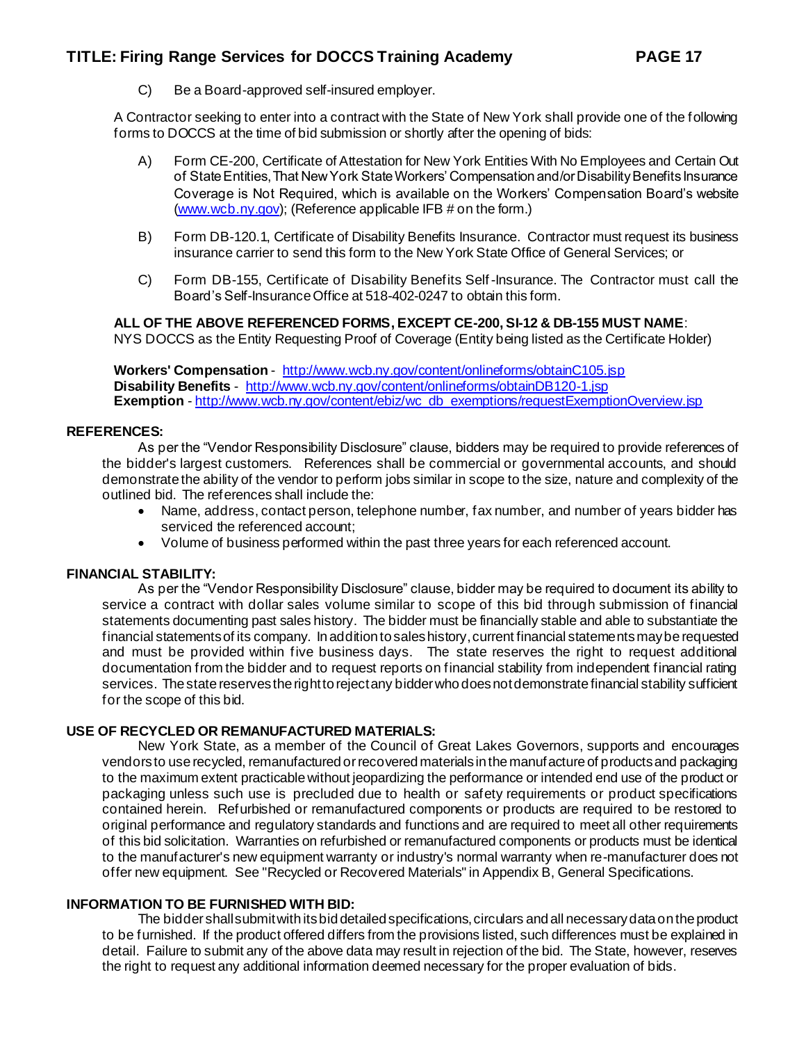C) Be a Board-approved self-insured employer.

A Contractor seeking to enter into a contract with the State of New York shall provide one of the following forms to DOCCS at the time of bid submission or shortly after the opening of bids:

A) Form CE-200, Certificate of Attestation for New York Entities With No Employees and Certain Out of State Entities, That New York State Workers' Compensation and/or Disability Benefits Insurance Coverage is Not Required, which is available on the Workers' Compensation Board's website ([www.wcb.ny.gov](www.wcb.ny.gov)); (Reference applicable IFB # on the form.)

B) Form DB-120.1, Certificate of Disability Benefits Insurance. Contractor must request its business insurance carrier to send this form to the New York State Office of General Services; or

C) Form DB-155, Certificate of Disability Benefits Self-Insurance. The Contractor must call the Board's Self-Insurance Office at 518-402-0247 to obtain this form.

**ALL OF THE ABOVE REFERENCED FORMS, EXCEPT CE-200, SI-12 & DB-155 MUST NAME**: NYS DOCCS as the Entity Requesting Proof of Coverage (Entity being listed as the Certificate Holder)

**Workers' Compensation** - http://www.wcb.ny.gov/content/onlineforms/obtainC105.jsp
**Disability Benefits** - http://www.wcb.ny.gov/content/onlineforms/obtainDB120-1.jsp
**Exemption** - http://www.wcb.ny.gov/content/ebiz/wc_db_exemptions/requestExemptionOverview.jsp

**REFERENCES:**

As per the "Vendor Responsibility Disclosure" clause, bidders may be required to provide references of the bidder's largest customers. References shall be commercial or governmental accounts, and should demonstrate the ability of the vendor to perform jobs similar in scope to the size, nature and complexity of the outlined bid. The references shall include the:

- Name, address, contact person, telephone number, fax number, and number of years bidder has serviced the referenced account;
- Volume of business performed within the past three years for each referenced account.

**FINANCIAL STABILITY:**

As per the "Vendor Responsibility Disclosure" clause, bidder may be required to document its ability to service a contract with dollar sales volume similar to scope of this bid through submission of financial statements documenting past sales history. The bidder must be financially stable and able to substantiate the financial statements of its company. In addition to sales history, current financial statements may be requested and must be provided within five business days. The state reserves the right to request additional documentation from the bidder and to request reports on financial stability from independent financial rating services. The state reserves the right to reject any bidder who does not demonstrate financial stability sufficient for the scope of this bid.

**USE OF RECYCLED OR REMANUFACTURED MATERIALS:**

New York State, as a member of the Council of Great Lakes Governors, supports and encourages vendors to use recycled, remanufactured or recovered materials in the manufacture of products and packaging to the maximum extent practicable without jeopardizing the performance or intended end use of the product or packaging unless such use is precluded due to health or safety requirements or product specifications contained herein. Refurbished or remanufactured components or products are required to be restored to original performance and regulatory standards and functions and are required to meet all other requirements of this bid solicitation. Warranties on refurbished or remanufactured components or products must be identical to the manufacturer's new equipment warranty or industry's normal warranty when re-manufacturer does not offer new equipment. See "Recycled or Recovered Materials" in Appendix B, General Specifications.

**INFORMATION TO BE FURNISHED WITH BID:**

The bidder shall submit with its bid detailed specifications, circulars and all necessary data on the product to be furnished. If the product offered differs from the provisions listed, such differences must be explained in detail. Failure to submit any of the above data may result in rejection of the bid. The State, however, reserves the right to request any additional information deemed necessary for the proper evaluation of bids.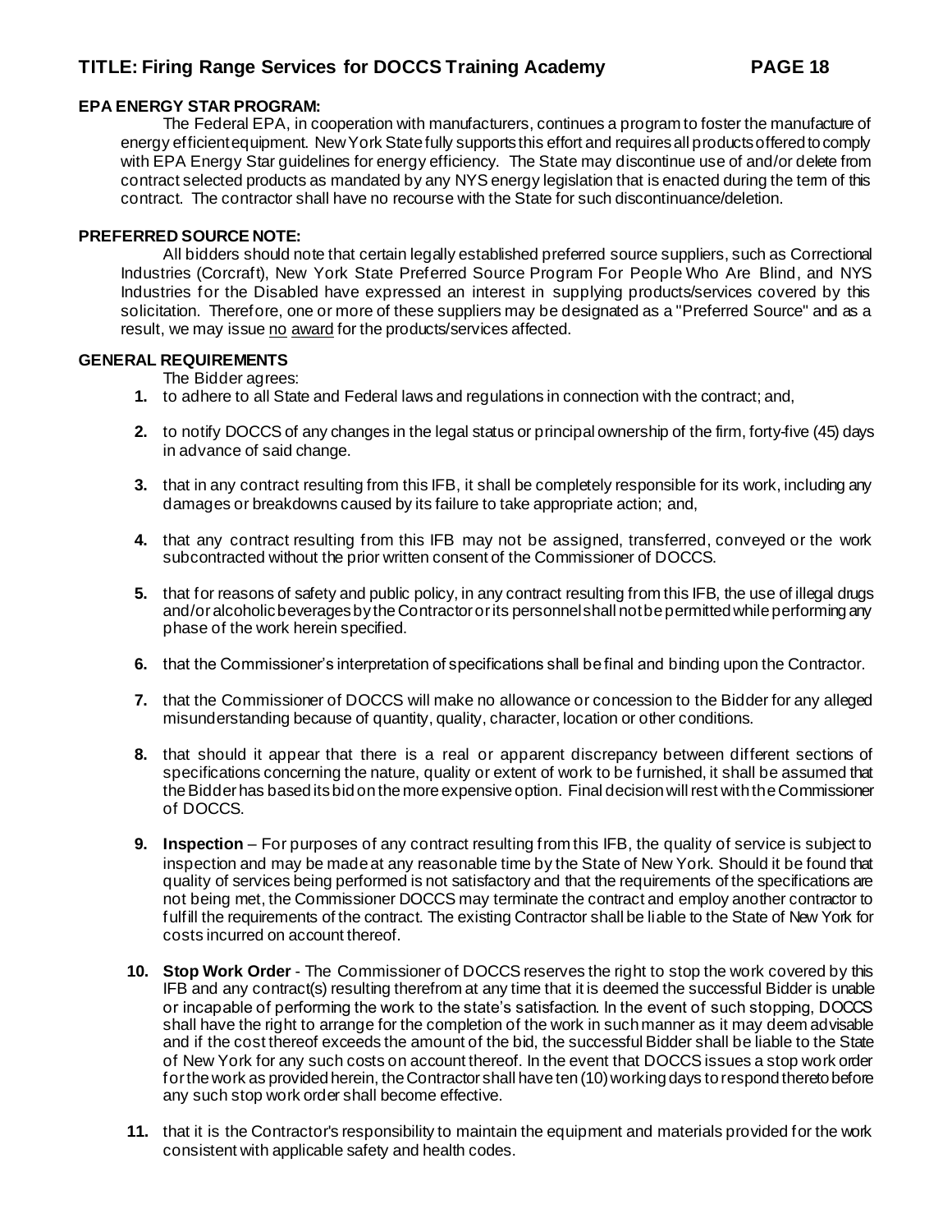**EPA ENERGY STAR PROGRAM:**

The Federal EPA, in cooperation with manufacturers, continues a program to foster the manufacture of energy efficient equipment. New York State fully supports this effort and requires all products offered to comply with EPA Energy Star guidelines for energy efficiency. The State may discontinue use of and/or delete from contract selected products as mandated by any NYS energy legislation that is enacted during the term of this contract. The contractor shall have no recourse with the State for such discontinuance/deletion.

**PREFERRED SOURCE NOTE:**

All bidders should note that certain legally established preferred source suppliers, such as Correctional Industries (Corcraft), New York State Preferred Source Program For People Who Are Blind, and NYS Industries for the Disabled have expressed an interest in supplying products/services covered by this solicitation. Therefore, one or more of these suppliers may be designated as a "Preferred Source" and as a result, we may issue <u>no award</u> for the products/services affected.

**GENERAL REQUIREMENTS**

The Bidder agrees:

1. to adhere to all State and Federal laws and regulations in connection with the contract; and,
2. to notify DOCCS of any changes in the legal status or principal ownership of the firm, forty-five (45) days in advance of said change.
3. that in any contract resulting from this IFB, it shall be completely responsible for its work, including any damages or breakdowns caused by its failure to take appropriate action; and,
4. that any contract resulting from this IFB may not be assigned, transferred, conveyed or the work subcontracted without the prior written consent of the Commissioner of DOCCS.
5. that for reasons of safety and public policy, in any contract resulting from this IFB, the use of illegal drugs and/or alcoholic beverages by the Contractor or its personnel shall not be permitted while performing any phase of the work herein specified.
6. that the Commissioner's interpretation of specifications shall be final and binding upon the Contractor.
7. that the Commissioner of DOCCS will make no allowance or concession to the Bidder for any alleged misunderstanding because of quantity, quality, character, location or other conditions.
8. that should it appear that there is a real or apparent discrepancy between different sections of specifications concerning the nature, quality or extent of work to be furnished, it shall be assumed that the Bidder has based its bid on the more expensive option. Final decision will rest with the Commissioner of DOCCS.
9. **Inspection** – For purposes of any contract resulting from this IFB, the quality of service is subject to inspection and may be made at any reasonable time by the State of New York. Should it be found that quality of services being performed is not satisfactory and that the requirements of the specifications are not being met, the Commissioner DOCCS may terminate the contract and employ another contractor to fulfill the requirements of the contract. The existing Contractor shall be liable to the State of New York for costs incurred on account thereof.
10. **Stop Work Order** - The Commissioner of DOCCS reserves the right to stop the work covered by this IFB and any contract(s) resulting therefrom at any time that it is deemed the successful Bidder is unable or incapable of performing the work to the state's satisfaction. In the event of such stopping, DOCCS shall have the right to arrange for the completion of the work in such manner as it may deem advisable and if the cost thereof exceeds the amount of the bid, the successful Bidder shall be liable to the State of New York for any such costs on account thereof. In the event that DOCCS issues a stop work order for the work as provided herein, the Contractor shall have ten (10) working days to respond thereto before any such stop work order shall become effective.
11. that it is the Contractor's responsibility to maintain the equipment and materials provided for the work consistent with applicable safety and health codes.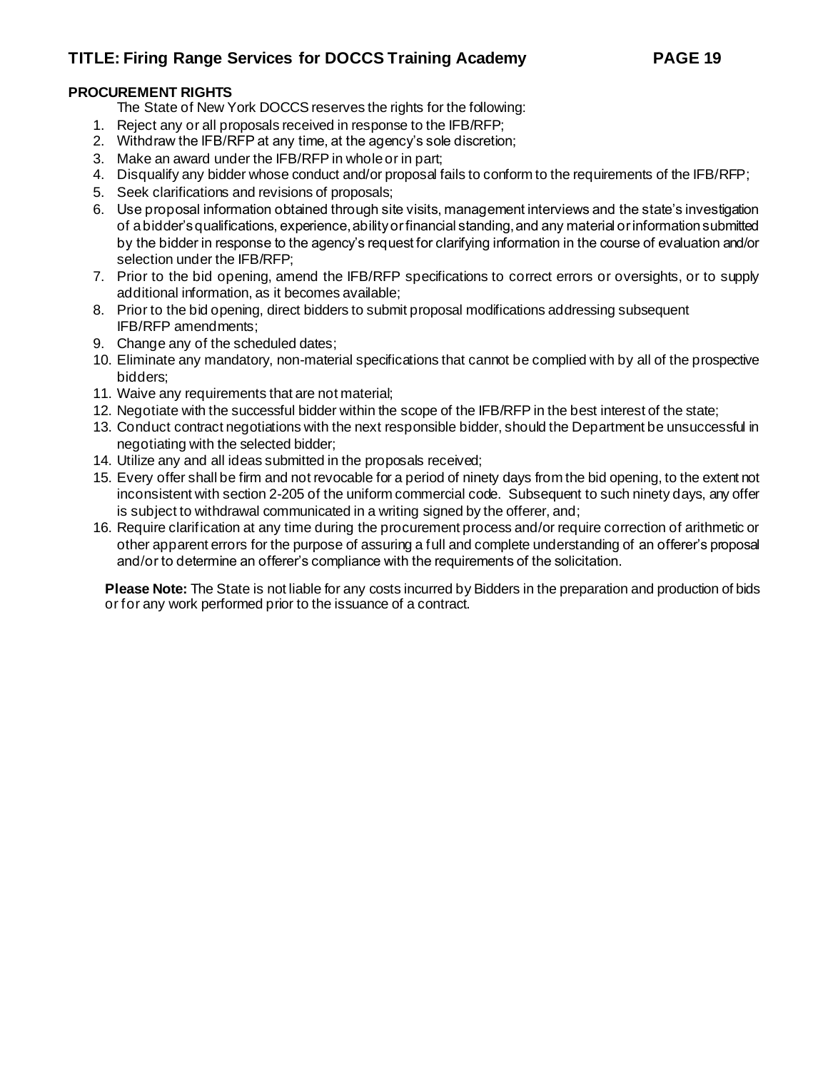**PROCUREMENT RIGHTS**

The State of New York DOCCS reserves the rights for the following:

1. Reject any or all proposals received in response to the IFB/RFP;
2. Withdraw the IFB/RFP at any time, at the agency's sole discretion;
3. Make an award under the IFB/RFP in whole or in part;
4. Disqualify any bidder whose conduct and/or proposal fails to conform to the requirements of the IFB/RFP;
5. Seek clarifications and revisions of proposals;
6. Use proposal information obtained through site visits, management interviews and the state's investigation of a bidder's qualifications, experience, ability or financial standing, and any material or information submitted by the bidder in response to the agency's request for clarifying information in the course of evaluation and/or selection under the IFB/RFP;
7. Prior to the bid opening, amend the IFB/RFP specifications to correct errors or oversights, or to supply additional information, as it becomes available;
8. Prior to the bid opening, direct bidders to submit proposal modifications addressing subsequent IFB/RFP amendments;
9. Change any of the scheduled dates;
10. Eliminate any mandatory, non-material specifications that cannot be complied with by all of the prospective bidders;
11. Waive any requirements that are not material;
12. Negotiate with the successful bidder within the scope of the IFB/RFP in the best interest of the state;
13. Conduct contract negotiations with the next responsible bidder, should the Department be unsuccessful in negotiating with the selected bidder;
14. Utilize any and all ideas submitted in the proposals received;
15. Every offer shall be firm and not revocable for a period of ninety days from the bid opening, to the extent not inconsistent with section 2-205 of the uniform commercial code. Subsequent to such ninety days, any offer is subject to withdrawal communicated in a writing signed by the offerer, and;
16. Require clarification at any time during the procurement process and/or require correction of arithmetic or other apparent errors for the purpose of assuring a full and complete understanding of an offerer's proposal and/or to determine an offerer's compliance with the requirements of the solicitation.

**Please Note:** The State is not liable for any costs incurred by Bidders in the preparation and production of bids or for any work performed prior to the issuance of a contract.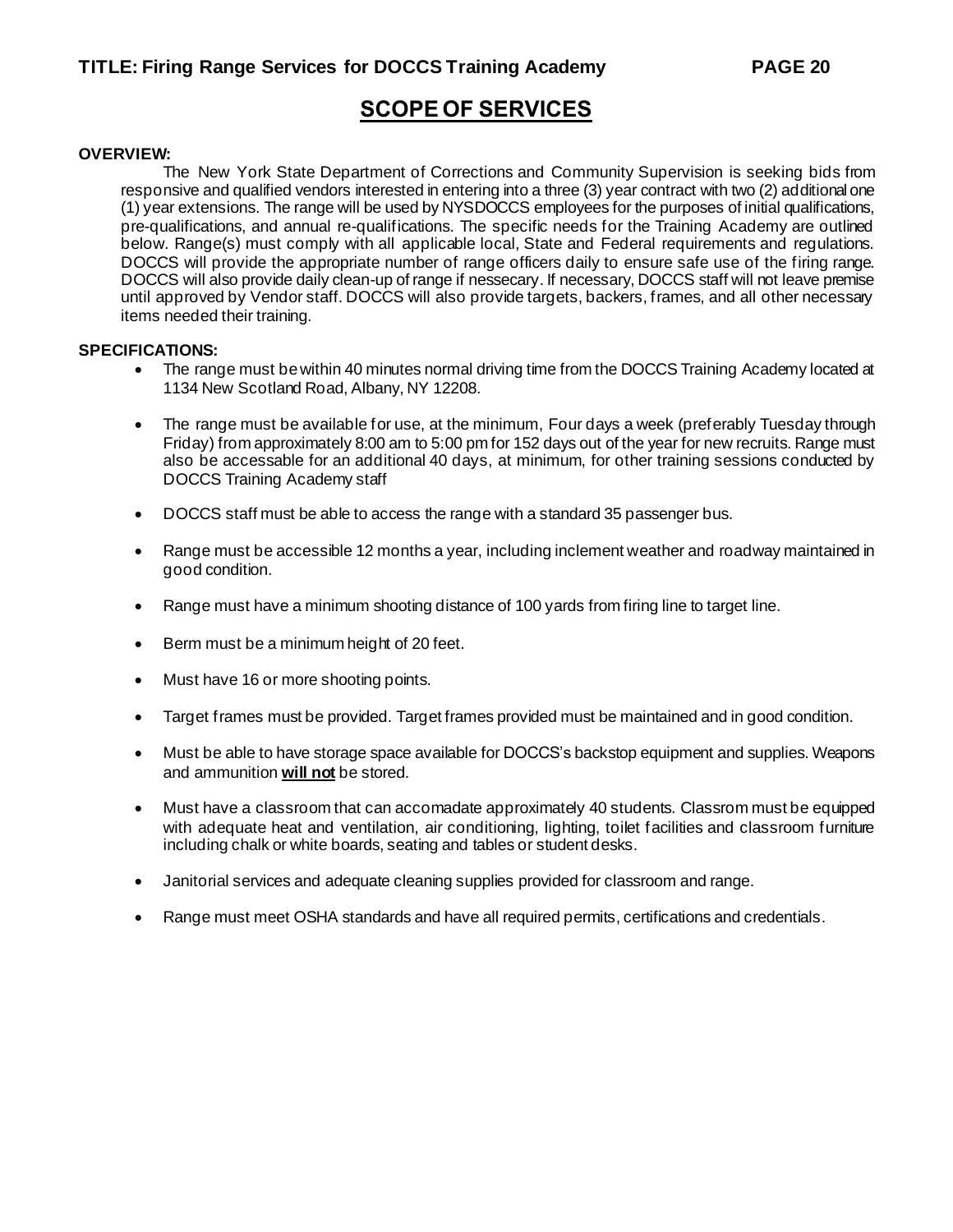## SCOPE OF SERVICES

**OVERVIEW:**

The New York State Department of Corrections and Community Supervision is seeking bids from responsive and qualified vendors interested in entering into a three (3) year contract with two (2) additional one (1) year extensions. The range will be used by NYSDOCCS employees for the purposes of initial qualifications, pre-qualifications, and annual re-qualifications. The specific needs for the Training Academy are outlined below. Range(s) must comply with all applicable local, State and Federal requirements and regulations. DOCCS will provide the appropriate number of range officers daily to ensure safe use of the firing range. DOCCS will also provide daily clean-up of range if nessecary. If necessary, DOCCS staff will not leave premise until approved by Vendor staff. DOCCS will also provide targets, backers, frames, and all other necessary items needed their training.

**SPECIFICATIONS:**

- The range must be within 40 minutes normal driving time from the DOCCS Training Academy located at 1134 New Scotland Road, Albany, NY 12208.
- The range must be available for use, at the minimum, Four days a week (preferably Tuesday through Friday) from approximately 8:00 am to 5:00 pm for 152 days out of the year for new recruits. Range must also be accessable for an additional 40 days, at minimum, for other training sessions conducted by DOCCS Training Academy staff
- DOCCS staff must be able to access the range with a standard 35 passenger bus.
- Range must be accessible 12 months a year, including inclement weather and roadway maintained in good condition.
- Range must have a minimum shooting distance of 100 yards from firing line to target line.
- Berm must be a minimum height of 20 feet.
- Must have 16 or more shooting points.
- Target frames must be provided. Target frames provided must be maintained and in good condition.
- Must be able to have storage space available for DOCCS's backstop equipment and supplies. Weapons and ammunition **will not** be stored.
- Must have a classroom that can accomadate approximately 40 students. Classrom must be equipped with adequate heat and ventilation, air conditioning, lighting, toilet facilities and classroom furniture including chalk or white boards, seating and tables or student desks.
- Janitorial services and adequate cleaning supplies provided for classroom and range.
- Range must meet OSHA standards and have all required permits, certifications and credentials.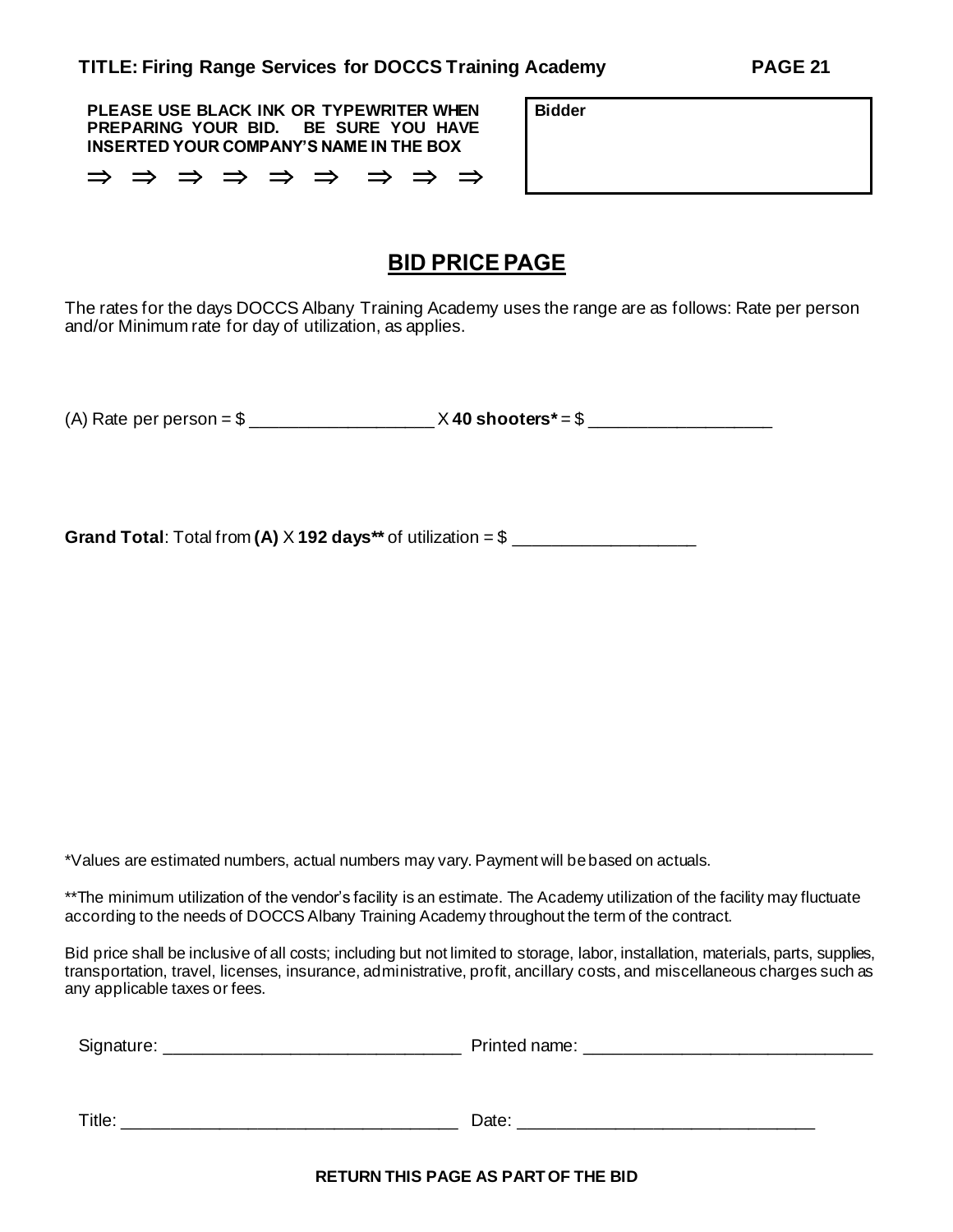**PLEASE USE BLACK INK OR TYPEWRITER WHEN PREPARING YOUR BID. BE SURE YOU HAVE INSERTED YOUR COMPANY'S NAME IN THE BOX**

⇒ ⇒ ⇒ ⇒ ⇒ ⇒ ⇒ ⇒ ⇒

| **Bidder** |
| --- |
| |

## BID PRICE PAGE

The rates for the days DOCCS Albany Training Academy uses the range are as follows: Rate per person and/or Minimum rate for day of utilization, as applies.

(A) Rate per person = $ ___________________ X **40 shooters*** = $ ___________________

**Grand Total**: Total from **(A)** X **192 days**** of utilization = $ ___________________

*Values are estimated numbers, actual numbers may vary. Payment will be based on actuals.

**The minimum utilization of the vendor's facility is an estimate. The Academy utilization of the facility may fluctuate according to the needs of DOCCS Albany Training Academy throughout the term of the contract.

Bid price shall be inclusive of all costs; including but not limited to storage, labor, installation, materials, parts, supplies, transportation, travel, licenses, insurance, administrative, profit, ancillary costs, and miscellaneous charges such as any applicable taxes or fees.

Signature: ________________________________ Printed name: ______________________________

Title: ____________________________________ Date: _______________________________

**RETURN THIS PAGE AS PART OF THE BID**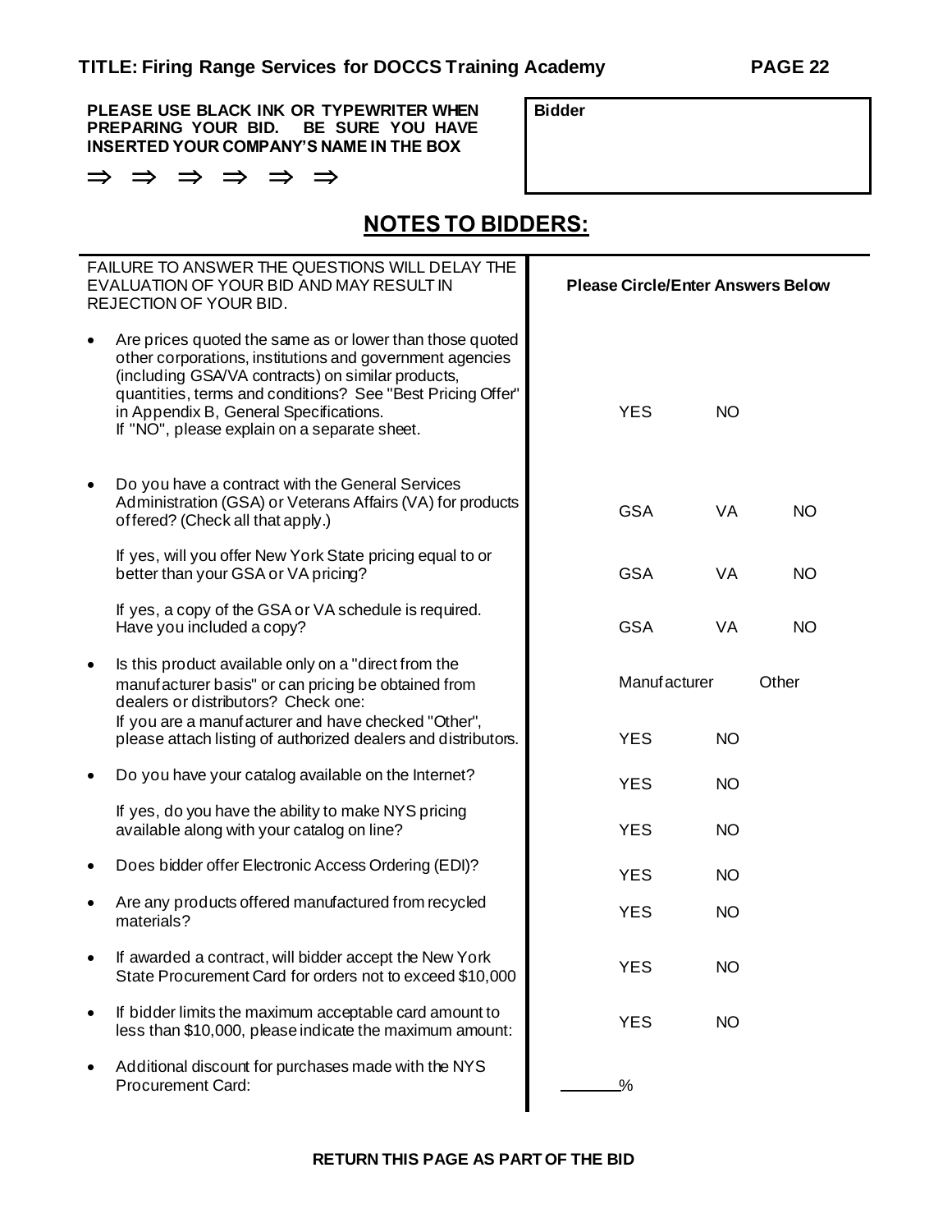**PLEASE USE BLACK INK OR TYPEWRITER WHEN PREPARING YOUR BID. BE SURE YOU HAVE INSERTED YOUR COMPANY'S NAME IN THE BOX**

⇒ ⇒ ⇒ ⇒ ⇒ ⇒

| **Bidder** |
|---|
| |

## NOTES TO BIDDERS:

| FAILURE TO ANSWER THE QUESTIONS WILL DELAY THE EVALUATION OF YOUR BID AND MAY RESULT IN REJECTION OF YOUR BID. | **Please Circle/Enter Answers Below** | | |
|---|---|---|---|
| • Are prices quoted the same as or lower than those quoted other corporations, institutions and government agencies (including GSA/VA contracts) on similar products, quantities, terms and conditions? See "Best Pricing Offer" in Appendix B, General Specifications. If "NO", please explain on a separate sheet. | YES | NO | |
| • Do you have a contract with the General Services Administration (GSA) or Veterans Affairs (VA) for products offered? (Check all that apply.) | GSA | VA | NO |
| If yes, will you offer New York State pricing equal to or better than your GSA or VA pricing? | GSA | VA | NO |
| If yes, a copy of the GSA or VA schedule is required. Have you included a copy? | GSA | VA | NO |
| • Is this product available only on a "direct from the manufacturer basis" or can pricing be obtained from dealers or distributors? Check one: | Manufacturer | Other | |
| If you are a manufacturer and have checked "Other", please attach listing of authorized dealers and distributors. | YES | NO | |
| • Do you have your catalog available on the Internet? | YES | NO | |
| If yes, do you have the ability to make NYS pricing available along with your catalog on line? | YES | NO | |
| • Does bidder offer Electronic Access Ordering (EDI)? | YES | NO | |
| • Are any products offered manufactured from recycled materials? | YES | NO | |
| • If awarded a contract, will bidder accept the New York State Procurement Card for orders not to exceed $10,000 | YES | NO | |
| • If bidder limits the maximum acceptable card amount to less than $10,000, please indicate the maximum amount: | YES | NO | |
| • Additional discount for purchases made with the NYS Procurement Card: | ______% | | |

**RETURN THIS PAGE AS PART OF THE BID**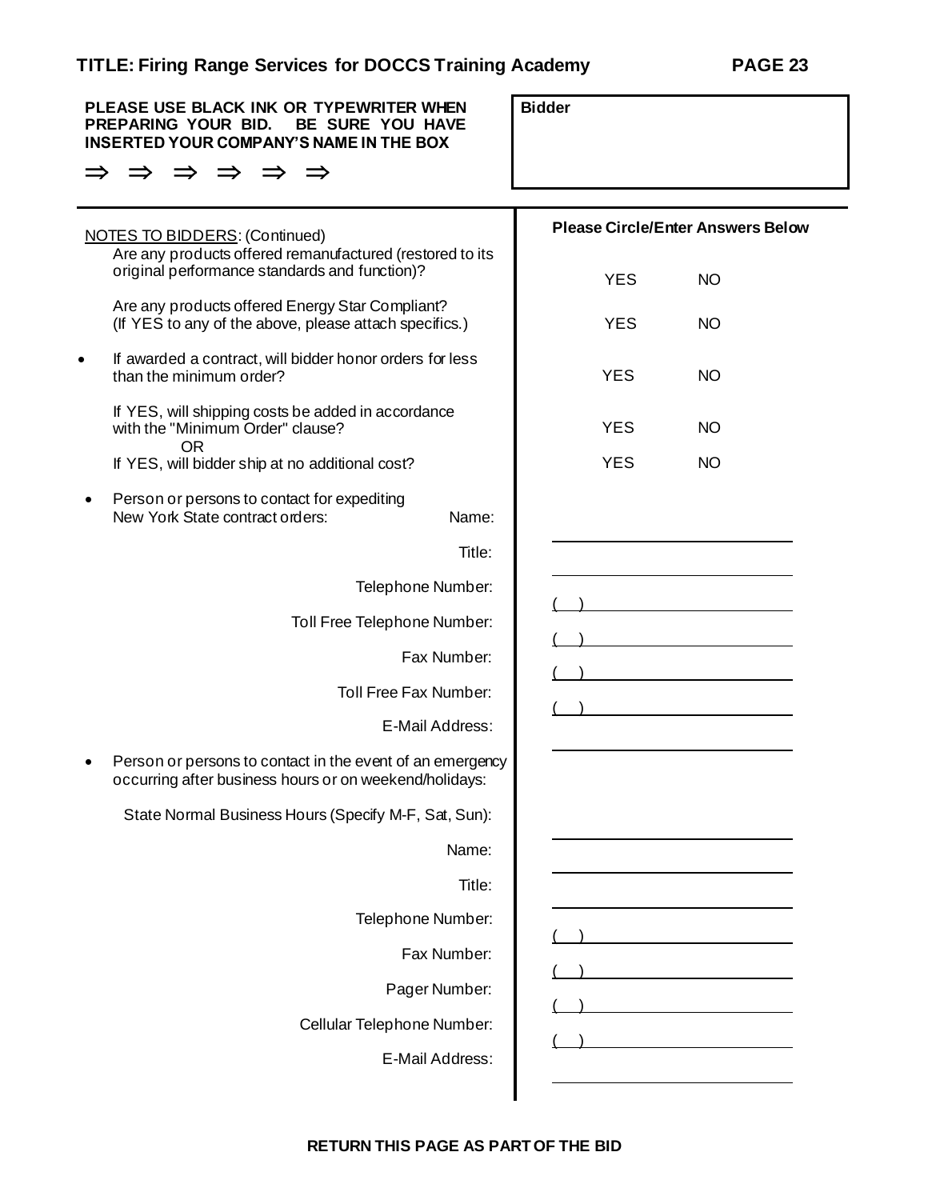**PLEASE USE BLACK INK OR TYPEWRITER WHEN PREPARING YOUR BID. BE SURE YOU HAVE INSERTED YOUR COMPANY'S NAME IN THE BOX**

⇒ ⇒ ⇒ ⇒ ⇒ ⇒

**Bidder**

| NOTES TO BIDDERS: (Continued) | Please Circle/Enter Answers Below | |
|---|---|---|
| Are any products offered remanufactured (restored to its original performance standards and function)? | YES | NO |
| Are any products offered Energy Star Compliant? (If YES to any of the above, please attach specifics.) | YES | NO |
| • If awarded a contract, will bidder honor orders for less than the minimum order? | YES | NO |
| If YES, will shipping costs be added in accordance with the "Minimum Order" clause? OR | YES | NO |
| If YES, will bidder ship at no additional cost? | YES | NO |
| • Person or persons to contact for expediting New York State contract orders: Name: | | |
| Title: | | |
| Telephone Number: | ( ) | |
| Toll Free Telephone Number: | ( ) | |
| Fax Number: | ( ) | |
| Toll Free Fax Number: | ( ) | |
| E-Mail Address: | | |
| • Person or persons to contact in the event of an emergency occurring after business hours or on weekend/holidays: | | |
| State Normal Business Hours (Specify M-F, Sat, Sun): | | |
| Name: | | |
| Title: | | |
| Telephone Number: | ( ) | |
| Fax Number: | ( ) | |
| Pager Number: | ( ) | |
| Cellular Telephone Number: | ( ) | |
| E-Mail Address: | | |

**RETURN THIS PAGE AS PART OF THE BID**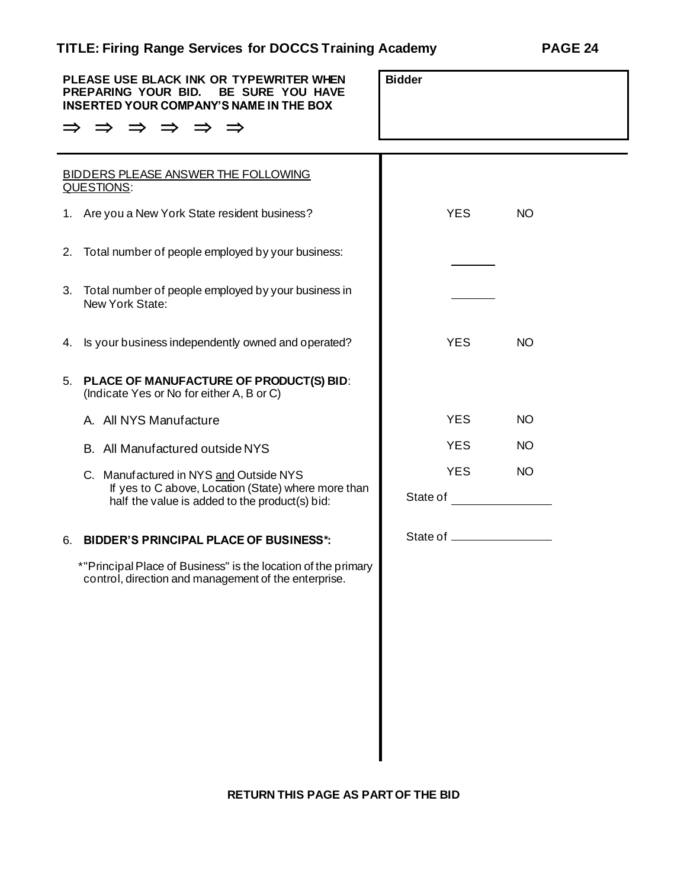**PLEASE USE BLACK INK OR TYPEWRITER WHEN PREPARING YOUR BID. BE SURE YOU HAVE INSERTED YOUR COMPANY'S NAME IN THE BOX**

⇒ ⇒ ⇒ ⇒ ⇒ ⇒

| **Bidder** |
| --- |
| |

BIDDERS PLEASE ANSWER THE FOLLOWING QUESTIONS:

| Question | Response | |
| --- | --- | --- |
| 1. Are you a New York State resident business? | YES | NO |
| 2. Total number of people employed by your business: | ______ | |
| 3. Total number of people employed by your business in New York State: | ______ | |
| 4. Is your business independently owned and operated? | YES | NO |
| 5. **PLACE OF MANUFACTURE OF PRODUCT(S) BID**: (Indicate Yes or No for either A, B or C) | | |
| A. All NYS Manufacture | YES | NO |
| B. All Manufactured outside NYS | YES | NO |
| C. Manufactured in NYS and Outside NYS | YES | NO |
| If yes to C above, Location (State) where more than half the value is added to the product(s) bid: | State of ____________ | |
| 6. **BIDDER'S PRINCIPAL PLACE OF BUSINESS*:** | State of ____________ | |

*"Principal Place of Business" is the location of the primary control, direction and management of the enterprise.

**RETURN THIS PAGE AS PART OF THE BID**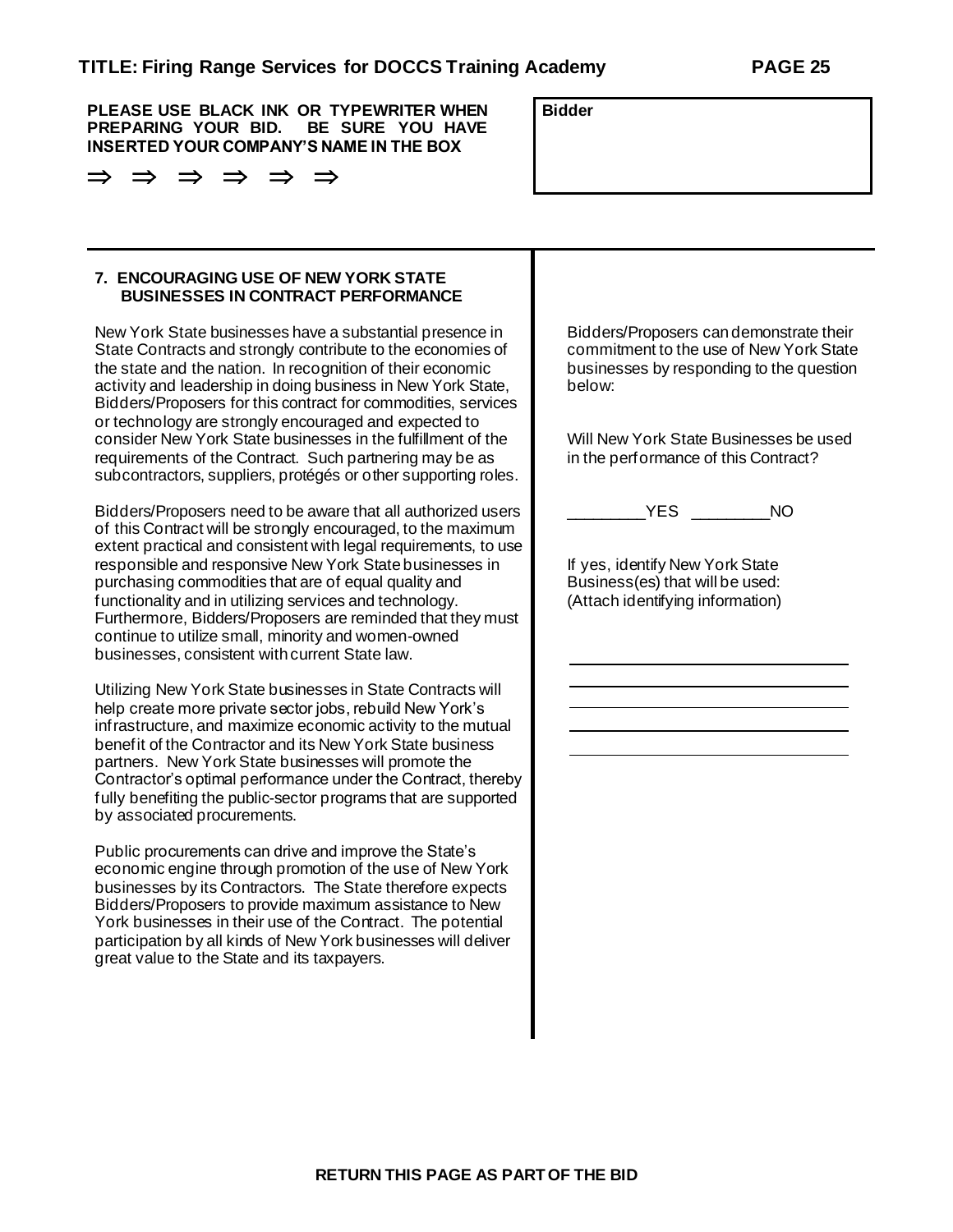**PLEASE USE BLACK INK OR TYPEWRITER WHEN PREPARING YOUR BID. BE SURE YOU HAVE INSERTED YOUR COMPANY'S NAME IN THE BOX**

⇒ ⇒ ⇒ ⇒ ⇒ ⇒

| **Bidder** |
| --- |
| |

### 7. ENCOURAGING USE OF NEW YORK STATE BUSINESSES IN CONTRACT PERFORMANCE

New York State businesses have a substantial presence in State Contracts and strongly contribute to the economies of the state and the nation. In recognition of their economic activity and leadership in doing business in New York State, Bidders/Proposers for this contract for commodities, services or technology are strongly encouraged and expected to consider New York State businesses in the fulfillment of the requirements of the Contract. Such partnering may be as subcontractors, suppliers, protégés or other supporting roles.

Bidders/Proposers need to be aware that all authorized users of this Contract will be strongly encouraged, to the maximum extent practical and consistent with legal requirements, to use responsible and responsive New York State businesses in purchasing commodities that are of equal quality and functionality and in utilizing services and technology. Furthermore, Bidders/Proposers are reminded that they must continue to utilize small, minority and women-owned businesses, consistent with current State law.

Utilizing New York State businesses in State Contracts will help create more private sector jobs, rebuild New York's infrastructure, and maximize economic activity to the mutual benefit of the Contractor and its New York State business partners. New York State businesses will promote the Contractor's optimal performance under the Contract, thereby fully benefiting the public-sector programs that are supported by associated procurements.

Public procurements can drive and improve the State's economic engine through promotion of the use of New York businesses by its Contractors. The State therefore expects Bidders/Proposers to provide maximum assistance to New York businesses in their use of the Contract. The potential participation by all kinds of New York businesses will deliver great value to the State and its taxpayers.

Bidders/Proposers can demonstrate their commitment to the use of New York State businesses by responding to the question below:

Will New York State Businesses be used in the performance of this Contract?

_________YES _________NO

If yes, identify New York State Business(es) that will be used: (Attach identifying information)

______________________________

______________________________

______________________________

______________________________

______________________________

**RETURN THIS PAGE AS PART OF THE BID**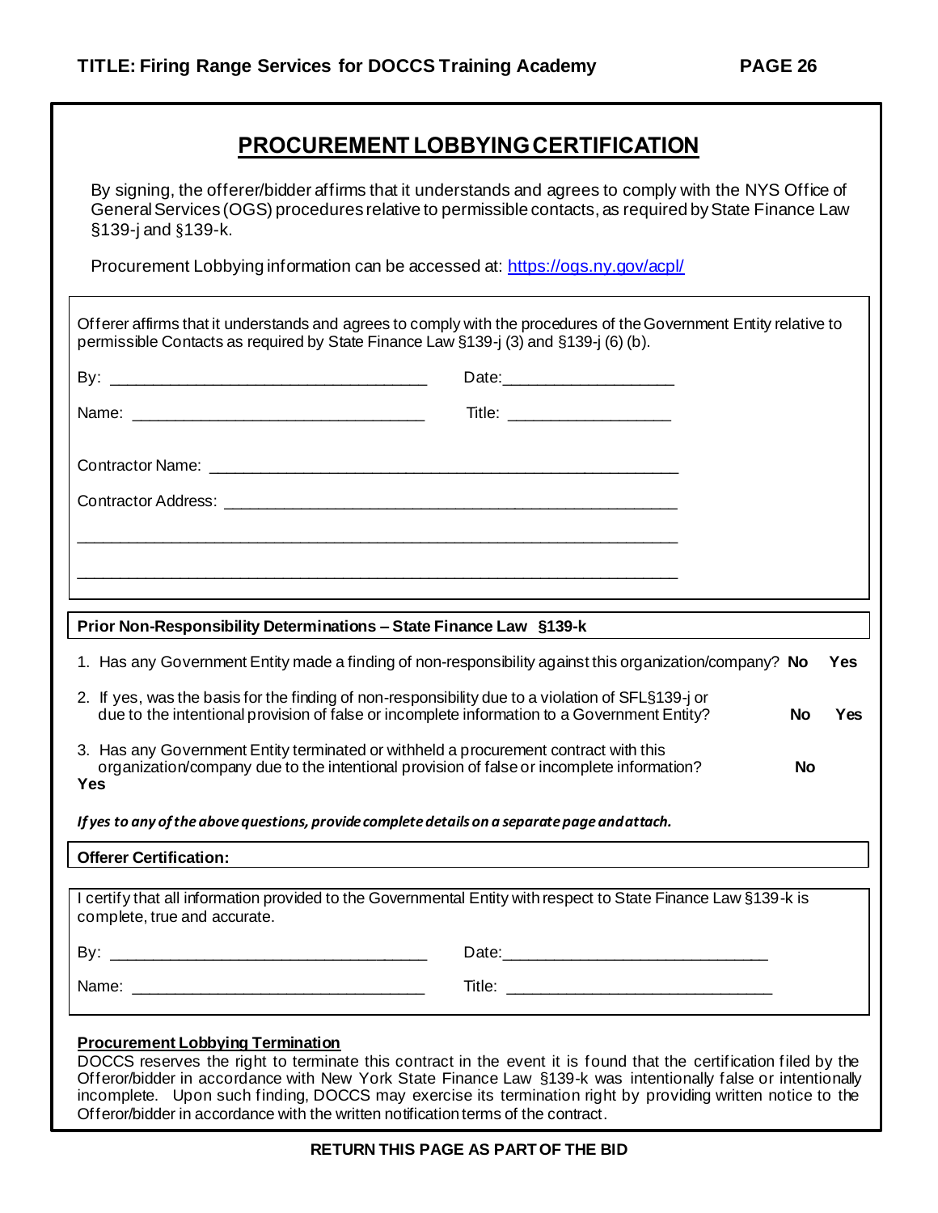## PROCUREMENT LOBBYING CERTIFICATION

By signing, the offerer/bidder affirms that it understands and agrees to comply with the NYS Office of General Services (OGS) procedures relative to permissible contacts, as required by State Finance Law §139-j and §139-k.

Procurement Lobbying information can be accessed at: https://ogs.ny.gov/acpl/

Offerer affirms that it understands and agrees to comply with the procedures of the Government Entity relative to permissible Contacts as required by State Finance Law §139-j (3) and §139-j (6) (b).

By: ___________________________________ Date:___________________

Name: _________________________________ Title: __________________

Contractor Name: ______________________________________________________

Contractor Address: ____________________________________________________

_______________________________________________________________________

_______________________________________________________________________

**Prior Non-Responsibility Determinations – State Finance Law §139-k**

1. Has any Government Entity made a finding of non-responsibility against this organization/company? **No** **Yes**

2. If yes, was the basis for the finding of non-responsibility due to a violation of SFL§139-j or due to the intentional provision of false or incomplete information to a Government Entity? **No** **Yes**

3. Has any Government Entity terminated or withheld a procurement contract with this organization/company due to the intentional provision of false or incomplete information? **No** **Yes**

***If yes to any of the above questions, provide complete details on a separate page and attach.***

**Offerer Certification:**

I certify that all information provided to the Governmental Entity with respect to State Finance Law §139-k is complete, true and accurate.

By: ___________________________________ Date:_____________________________

Name: _________________________________ Title: _____________________________

**Procurement Lobbying Termination**

DOCCS reserves the right to terminate this contract in the event it is found that the certification filed by the Offeror/bidder in accordance with New York State Finance Law §139-k was intentionally false or intentionally incomplete. Upon such finding, DOCCS may exercise its termination right by providing written notice to the Offeror/bidder in accordance with the written notification terms of the contract.

**RETURN THIS PAGE AS PART OF THE BID**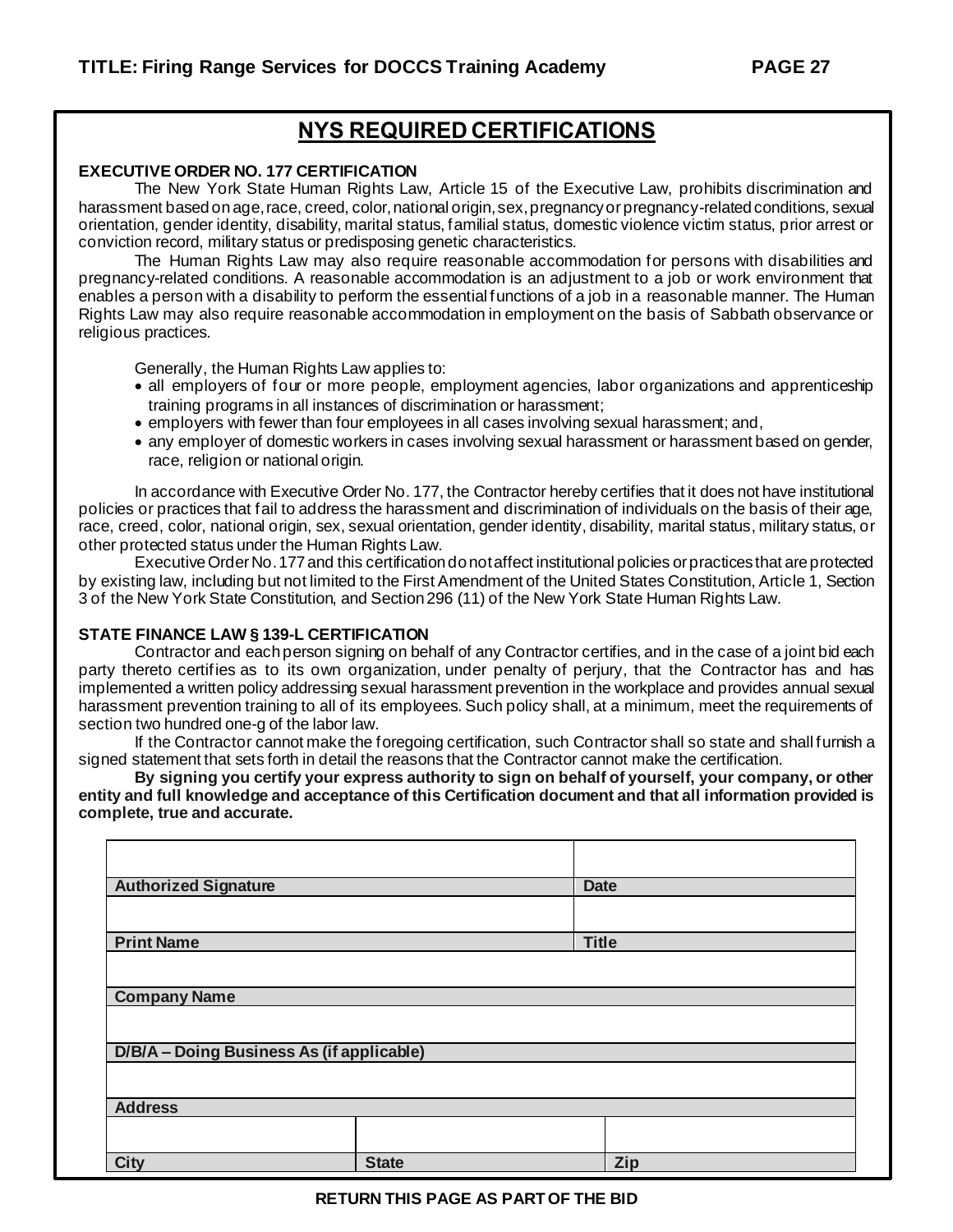## NYS REQUIRED CERTIFICATIONS

**EXECUTIVE ORDER NO. 177 CERTIFICATION**

The New York State Human Rights Law, Article 15 of the Executive Law, prohibits discrimination and harassment based on age, race, creed, color, national origin, sex, pregnancy or pregnancy-related conditions, sexual orientation, gender identity, disability, marital status, familial status, domestic violence victim status, prior arrest or conviction record, military status or predisposing genetic characteristics.

The Human Rights Law may also require reasonable accommodation for persons with disabilities and pregnancy-related conditions. A reasonable accommodation is an adjustment to a job or work environment that enables a person with a disability to perform the essential functions of a job in a reasonable manner. The Human Rights Law may also require reasonable accommodation in employment on the basis of Sabbath observance or religious practices.

Generally, the Human Rights Law applies to:

- all employers of four or more people, employment agencies, labor organizations and apprenticeship training programs in all instances of discrimination or harassment;
- employers with fewer than four employees in all cases involving sexual harassment; and,
- any employer of domestic workers in cases involving sexual harassment or harassment based on gender, race, religion or national origin.

In accordance with Executive Order No. 177, the Contractor hereby certifies that it does not have institutional policies or practices that fail to address the harassment and discrimination of individuals on the basis of their age, race, creed, color, national origin, sex, sexual orientation, gender identity, disability, marital status, military status, or other protected status under the Human Rights Law.

Executive Order No. 177 and this certification do not affect institutional policies or practices that are protected by existing law, including but not limited to the First Amendment of the United States Constitution, Article 1, Section 3 of the New York State Constitution, and Section 296 (11) of the New York State Human Rights Law.

**STATE FINANCE LAW § 139-L CERTIFICATION**

Contractor and each person signing on behalf of any Contractor certifies, and in the case of a joint bid each party thereto certifies as to its own organization, under penalty of perjury, that the Contractor has and has implemented a written policy addressing sexual harassment prevention in the workplace and provides annual sexual harassment prevention training to all of its employees. Such policy shall, at a minimum, meet the requirements of section two hundred one-g of the labor law.

If the Contractor cannot make the foregoing certification, such Contractor shall so state and shall furnish a signed statement that sets forth in detail the reasons that the Contractor cannot make the certification.

**By signing you certify your express authority to sign on behalf of yourself, your company, or other entity and full knowledge and acceptance of this Certification document and that all information provided is complete, true and accurate.**

| | | |
|---|---|---|
| **Authorized Signature** | | **Date** |
| **Print Name** | | **Title** |
| **Company Name** | | |
| **D/B/A – Doing Business As (if applicable)** | | |
| **Address** | | |
| **City** | **State** | **Zip** |

**RETURN THIS PAGE AS PART OF THE BID**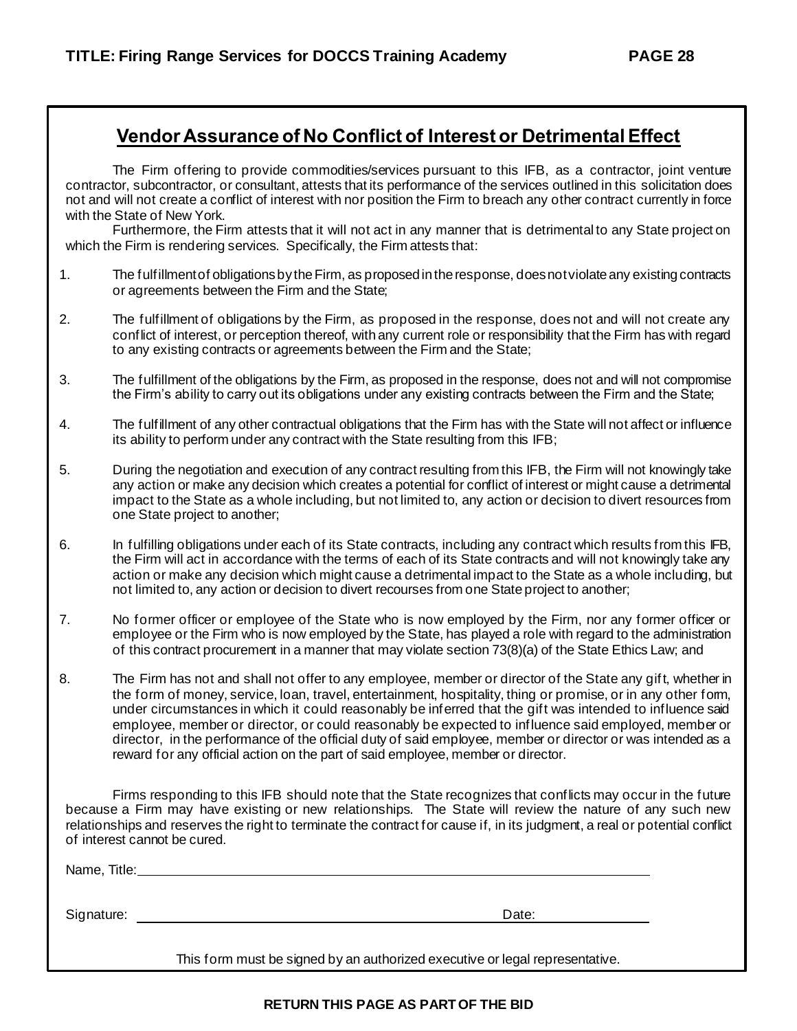## Vendor Assurance of No Conflict of Interest or Detrimental Effect

The Firm offering to provide commodities/services pursuant to this IFB, as a contractor, joint venture contractor, subcontractor, or consultant, attests that its performance of the services outlined in this solicitation does not and will not create a conflict of interest with nor position the Firm to breach any other contract currently in force with the State of New York.

Furthermore, the Firm attests that it will not act in any manner that is detrimental to any State project on which the Firm is rendering services. Specifically, the Firm attests that:

1. The fulfillment of obligations by the Firm, as proposed in the response, does not violate any existing contracts or agreements between the Firm and the State;

2. The fulfillment of obligations by the Firm, as proposed in the response, does not and will not create any conflict of interest, or perception thereof, with any current role or responsibility that the Firm has with regard to any existing contracts or agreements between the Firm and the State;

3. The fulfillment of the obligations by the Firm, as proposed in the response, does not and will not compromise the Firm's ability to carry out its obligations under any existing contracts between the Firm and the State;

4. The fulfillment of any other contractual obligations that the Firm has with the State will not affect or influence its ability to perform under any contract with the State resulting from this IFB;

5. During the negotiation and execution of any contract resulting from this IFB, the Firm will not knowingly take any action or make any decision which creates a potential for conflict of interest or might cause a detrimental impact to the State as a whole including, but not limited to, any action or decision to divert resources from one State project to another;

6. In fulfilling obligations under each of its State contracts, including any contract which results from this IFB, the Firm will act in accordance with the terms of each of its State contracts and will not knowingly take any action or make any decision which might cause a detrimental impact to the State as a whole including, but not limited to, any action or decision to divert recourses from one State project to another;

7. No former officer or employee of the State who is now employed by the Firm, nor any former officer or employee or the Firm who is now employed by the State, has played a role with regard to the administration of this contract procurement in a manner that may violate section 73(8)(a) of the State Ethics Law; and

8. The Firm has not and shall not offer to any employee, member or director of the State any gift, whether in the form of money, service, loan, travel, entertainment, hospitality, thing or promise, or in any other form, under circumstances in which it could reasonably be inferred that the gift was intended to influence said employee, member or director, or could reasonably be expected to influence said employed, member or director, in the performance of the official duty of said employee, member or director or was intended as a reward for any official action on the part of said employee, member or director.

Firms responding to this IFB should note that the State recognizes that conflicts may occur in the future because a Firm may have existing or new relationships. The State will review the nature of any such new relationships and reserves the right to terminate the contract for cause if, in its judgment, a real or potential conflict of interest cannot be cured.

Name, Title: ______________________________________________

Signature: ______________________________ Date: ______________

This form must be signed by an authorized executive or legal representative.

**RETURN THIS PAGE AS PART OF THE BID**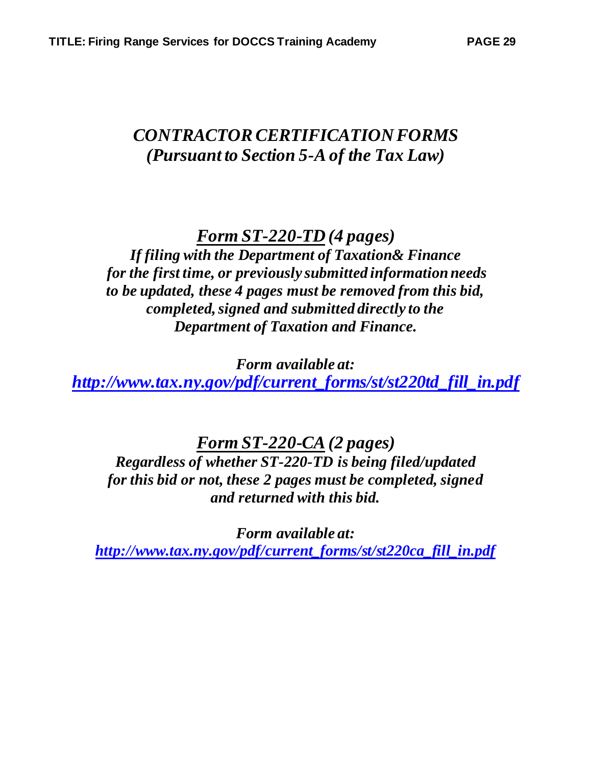## *CONTRACTOR CERTIFICATION FORMS*
## *(Pursuant to Section 5-A of the Tax Law)*

***Form ST-220-TD** (4 pages)*

***If filing with the Department of Taxation& Finance for the first time, or previously submitted information needs to be updated, these 4 pages must be removed from this bid, completed, signed and submitted directly to the Department of Taxation and Finance.***

***Form available at:***

***http://www.tax.ny.gov/pdf/current_forms/st/st220td_fill_in.pdf***

***Form ST-220-CA** (2 pages)*

***Regardless of whether ST-220-TD is being filed/updated for this bid or not, these 2 pages must be completed, signed and returned with this bid.***

***Form available at:***

***http://www.tax.ny.gov/pdf/current_forms/st/st220ca_fill_in.pdf***